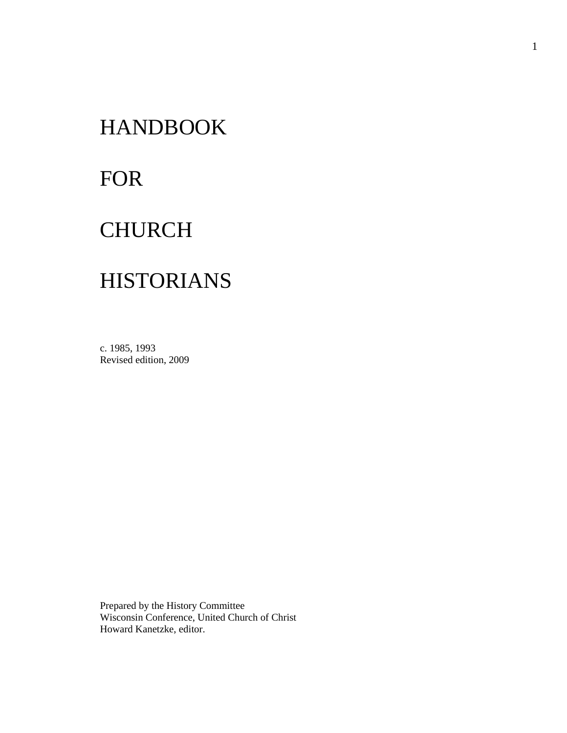# HANDBOOK

# FOR

# CHURCH

# HISTORIANS

c. 1985, 1993
Revised edition, 2009

Prepared by the History Committee
Wisconsin Conference, United Church of Christ
Howard Kanetzke, editor.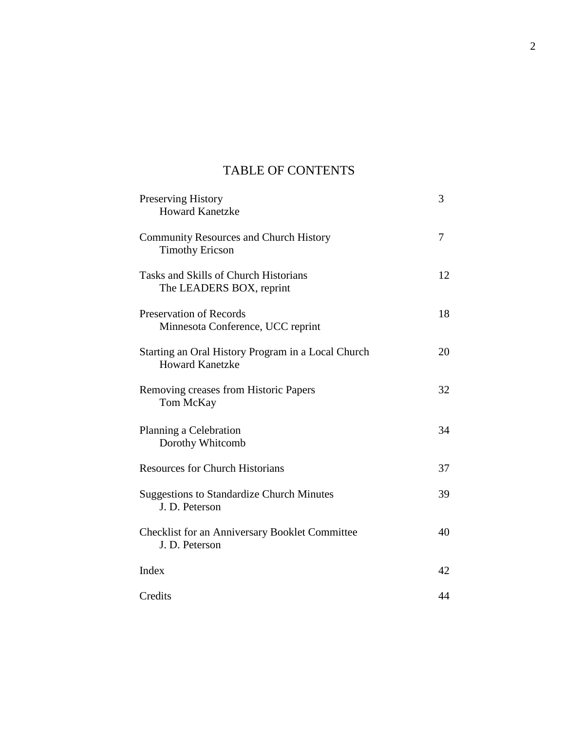# TABLE OF CONTENTS

| | |
|---|---|
| Preserving History<br>Howard Kanetzke | 3 |
| Community Resources and Church History<br>Timothy Ericson | 7 |
| Tasks and Skills of Church Historians<br>The LEADERS BOX, reprint | 12 |
| Preservation of Records<br>Minnesota Conference, UCC reprint | 18 |
| Starting an Oral History Program in a Local Church<br>Howard Kanetzke | 20 |
| Removing creases from Historic Papers<br>Tom McKay | 32 |
| Planning a Celebration<br>Dorothy Whitcomb | 34 |
| Resources for Church Historians | 37 |
| Suggestions to Standardize Church Minutes<br>J. D. Peterson | 39 |
| Checklist for an Anniversary Booklet Committee<br>J. D. Peterson | 40 |
| Index | 42 |
| Credits | 44 |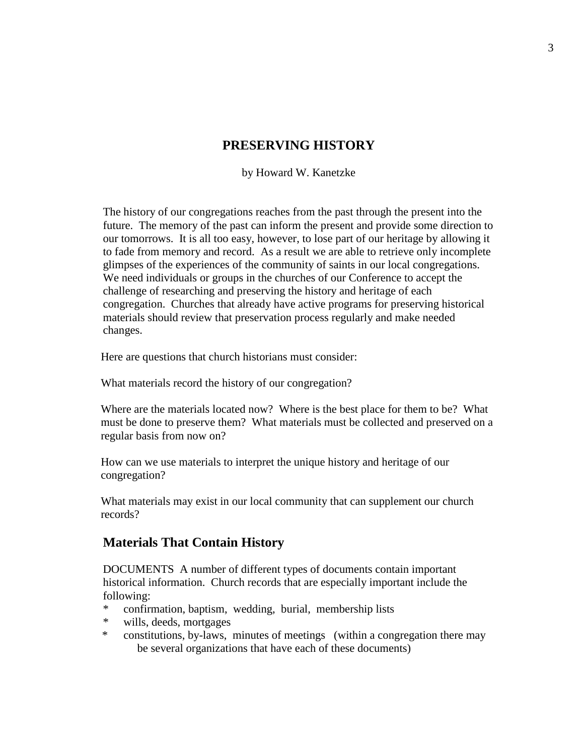# PRESERVING HISTORY

by Howard W. Kanetzke

The history of our congregations reaches from the past through the present into the future. The memory of the past can inform the present and provide some direction to our tomorrows. It is all too easy, however, to lose part of our heritage by allowing it to fade from memory and record. As a result we are able to retrieve only incomplete glimpses of the experiences of the community of saints in our local congregations. We need individuals or groups in the churches of our Conference to accept the challenge of researching and preserving the history and heritage of each congregation. Churches that already have active programs for preserving historical materials should review that preservation process regularly and make needed changes.

Here are questions that church historians must consider:

What materials record the history of our congregation?

Where are the materials located now? Where is the best place for them to be? What must be done to preserve them? What materials must be collected and preserved on a regular basis from now on?

How can we use materials to interpret the unique history and heritage of our congregation?

What materials may exist in our local community that can supplement our church records?

## Materials That Contain History

DOCUMENTS A number of different types of documents contain important historical information. Church records that are especially important include the following:

* confirmation, baptism, wedding, burial, membership lists
* wills, deeds, mortgages
* constitutions, by-laws, minutes of meetings (within a congregation there may be several organizations that have each of these documents)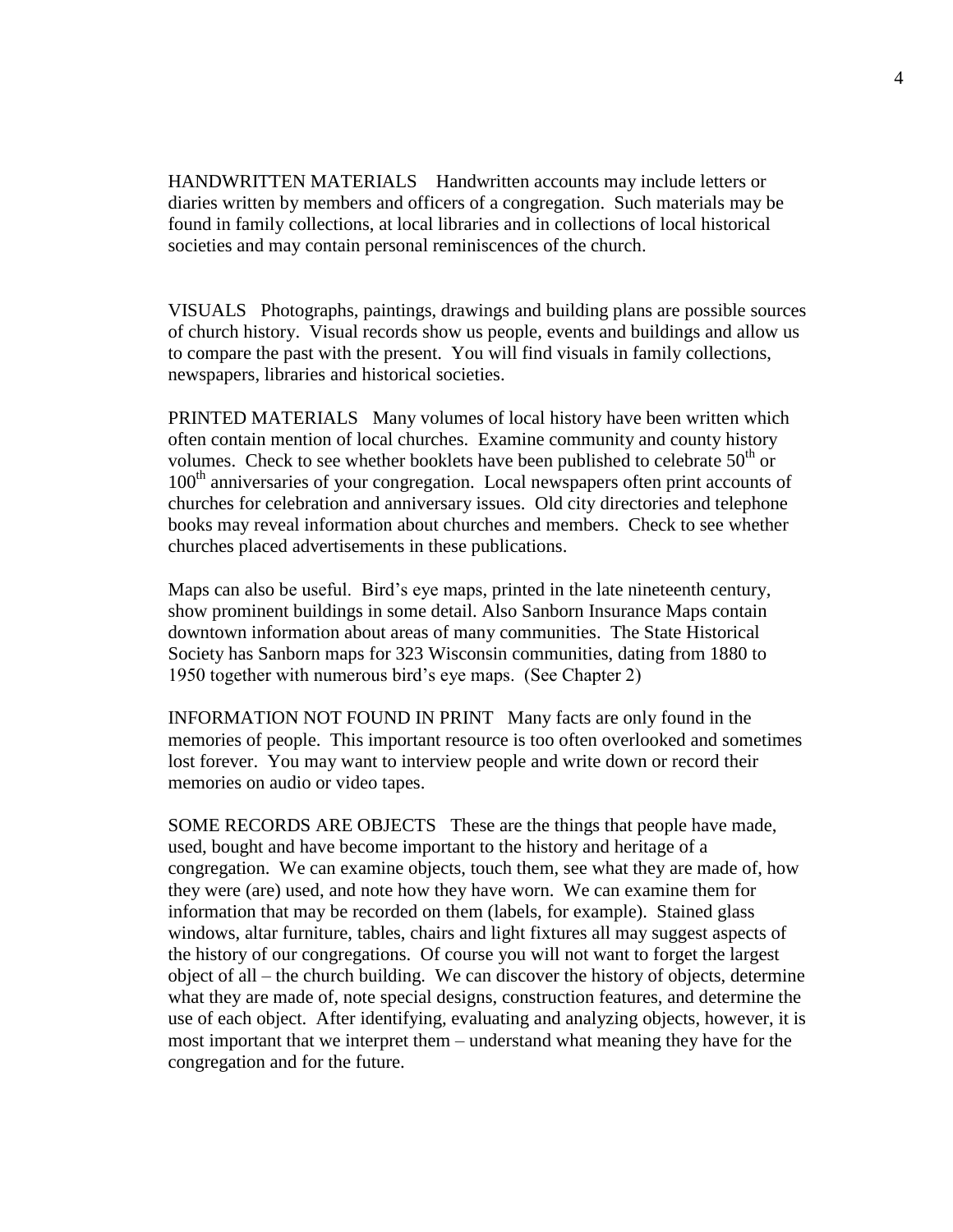HANDWRITTEN MATERIALS   Handwritten accounts may include letters or diaries written by members and officers of a congregation. Such materials may be found in family collections, at local libraries and in collections of local historical societies and may contain personal reminiscences of the church.

VISUALS   Photographs, paintings, drawings and building plans are possible sources of church history. Visual records show us people, events and buildings and allow us to compare the past with the present. You will find visuals in family collections, newspapers, libraries and historical societies.

PRINTED MATERIALS   Many volumes of local history have been written which often contain mention of local churches. Examine community and county history volumes. Check to see whether booklets have been published to celebrate 50th or 100th anniversaries of your congregation. Local newspapers often print accounts of churches for celebration and anniversary issues. Old city directories and telephone books may reveal information about churches and members. Check to see whether churches placed advertisements in these publications.

Maps can also be useful. Bird's eye maps, printed in the late nineteenth century, show prominent buildings in some detail. Also Sanborn Insurance Maps contain downtown information about areas of many communities. The State Historical Society has Sanborn maps for 323 Wisconsin communities, dating from 1880 to 1950 together with numerous bird's eye maps. (See Chapter 2)

INFORMATION NOT FOUND IN PRINT   Many facts are only found in the memories of people. This important resource is too often overlooked and sometimes lost forever. You may want to interview people and write down or record their memories on audio or video tapes.

SOME RECORDS ARE OBJECTS   These are the things that people have made, used, bought and have become important to the history and heritage of a congregation. We can examine objects, touch them, see what they are made of, how they were (are) used, and note how they have worn. We can examine them for information that may be recorded on them (labels, for example). Stained glass windows, altar furniture, tables, chairs and light fixtures all may suggest aspects of the history of our congregations. Of course you will not want to forget the largest object of all – the church building. We can discover the history of objects, determine what they are made of, note special designs, construction features, and determine the use of each object. After identifying, evaluating and analyzing objects, however, it is most important that we interpret them – understand what meaning they have for the congregation and for the future.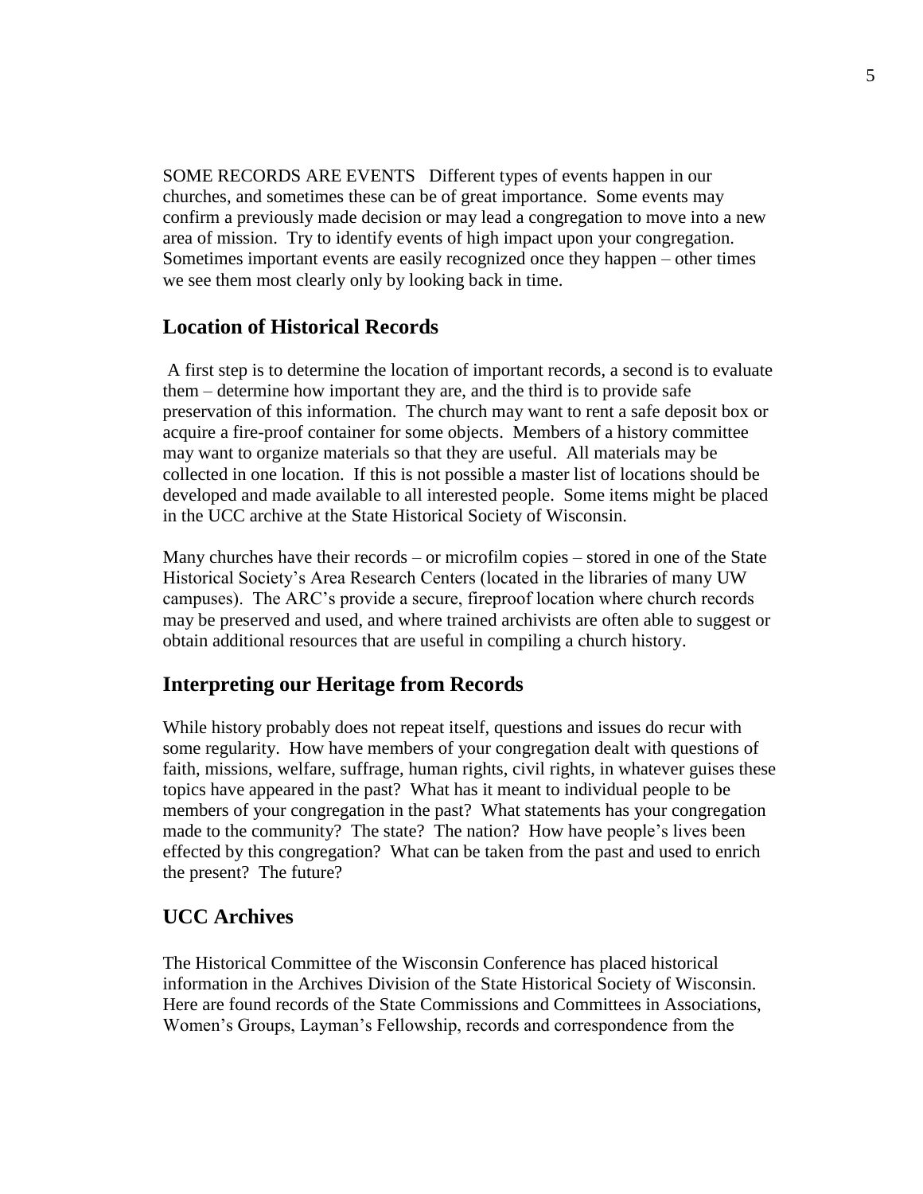SOME RECORDS ARE EVENTS Different types of events happen in our churches, and sometimes these can be of great importance. Some events may confirm a previously made decision or may lead a congregation to move into a new area of mission. Try to identify events of high impact upon your congregation. Sometimes important events are easily recognized once they happen – other times we see them most clearly only by looking back in time.

## Location of Historical Records

A first step is to determine the location of important records, a second is to evaluate them – determine how important they are, and the third is to provide safe preservation of this information. The church may want to rent a safe deposit box or acquire a fire-proof container for some objects. Members of a history committee may want to organize materials so that they are useful. All materials may be collected in one location. If this is not possible a master list of locations should be developed and made available to all interested people. Some items might be placed in the UCC archive at the State Historical Society of Wisconsin.

Many churches have their records – or microfilm copies – stored in one of the State Historical Society's Area Research Centers (located in the libraries of many UW campuses). The ARC's provide a secure, fireproof location where church records may be preserved and used, and where trained archivists are often able to suggest or obtain additional resources that are useful in compiling a church history.

## Interpreting our Heritage from Records

While history probably does not repeat itself, questions and issues do recur with some regularity. How have members of your congregation dealt with questions of faith, missions, welfare, suffrage, human rights, civil rights, in whatever guises these topics have appeared in the past? What has it meant to individual people to be members of your congregation in the past? What statements has your congregation made to the community? The state? The nation? How have people's lives been effected by this congregation? What can be taken from the past and used to enrich the present? The future?

## UCC Archives

The Historical Committee of the Wisconsin Conference has placed historical information in the Archives Division of the State Historical Society of Wisconsin. Here are found records of the State Commissions and Committees in Associations, Women's Groups, Layman's Fellowship, records and correspondence from the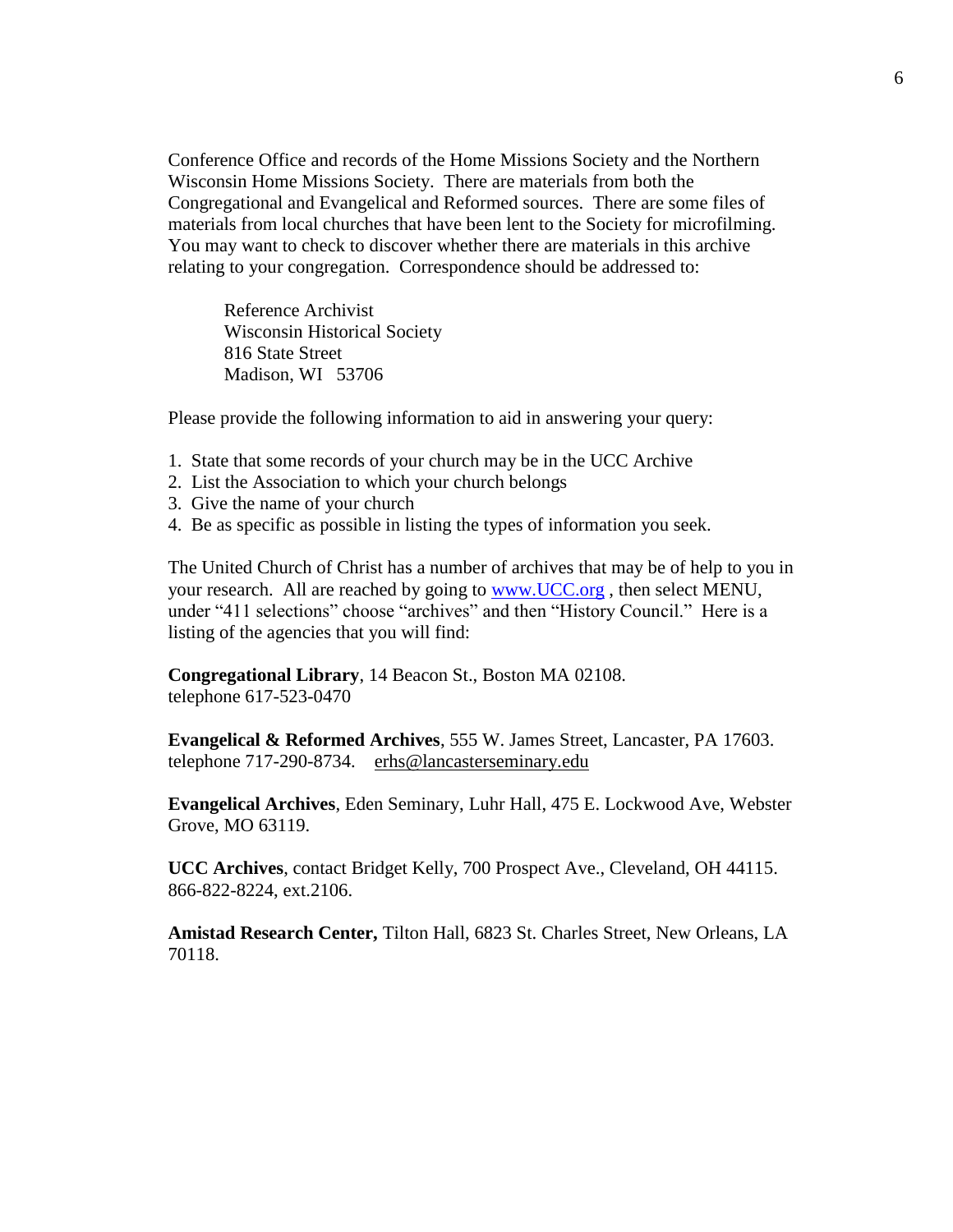Conference Office and records of the Home Missions Society and the Northern Wisconsin Home Missions Society. There are materials from both the Congregational and Evangelical and Reformed sources. There are some files of materials from local churches that have been lent to the Society for microfilming. You may want to check to discover whether there are materials in this archive relating to your congregation. Correspondence should be addressed to:

> Reference Archivist
> Wisconsin Historical Society
> 816 State Street
> Madison, WI 53706

Please provide the following information to aid in answering your query:

1. State that some records of your church may be in the UCC Archive
2. List the Association to which your church belongs
3. Give the name of your church
4. Be as specific as possible in listing the types of information you seek.

The United Church of Christ has a number of archives that may be of help to you in your research. All are reached by going to www.UCC.org , then select MENU, under "411 selections" choose "archives" and then "History Council." Here is a listing of the agencies that you will find:

**Congregational Library**, 14 Beacon St., Boston MA 02108.
telephone 617-523-0470

**Evangelical & Reformed Archives**, 555 W. James Street, Lancaster, PA 17603.
telephone 717-290-8734. erhs@lancasterseminary.edu

**Evangelical Archives**, Eden Seminary, Luhr Hall, 475 E. Lockwood Ave, Webster Grove, MO 63119.

**UCC Archives**, contact Bridget Kelly, 700 Prospect Ave., Cleveland, OH 44115.
866-822-8224, ext.2106.

**Amistad Research Center,** Tilton Hall, 6823 St. Charles Street, New Orleans, LA 70118.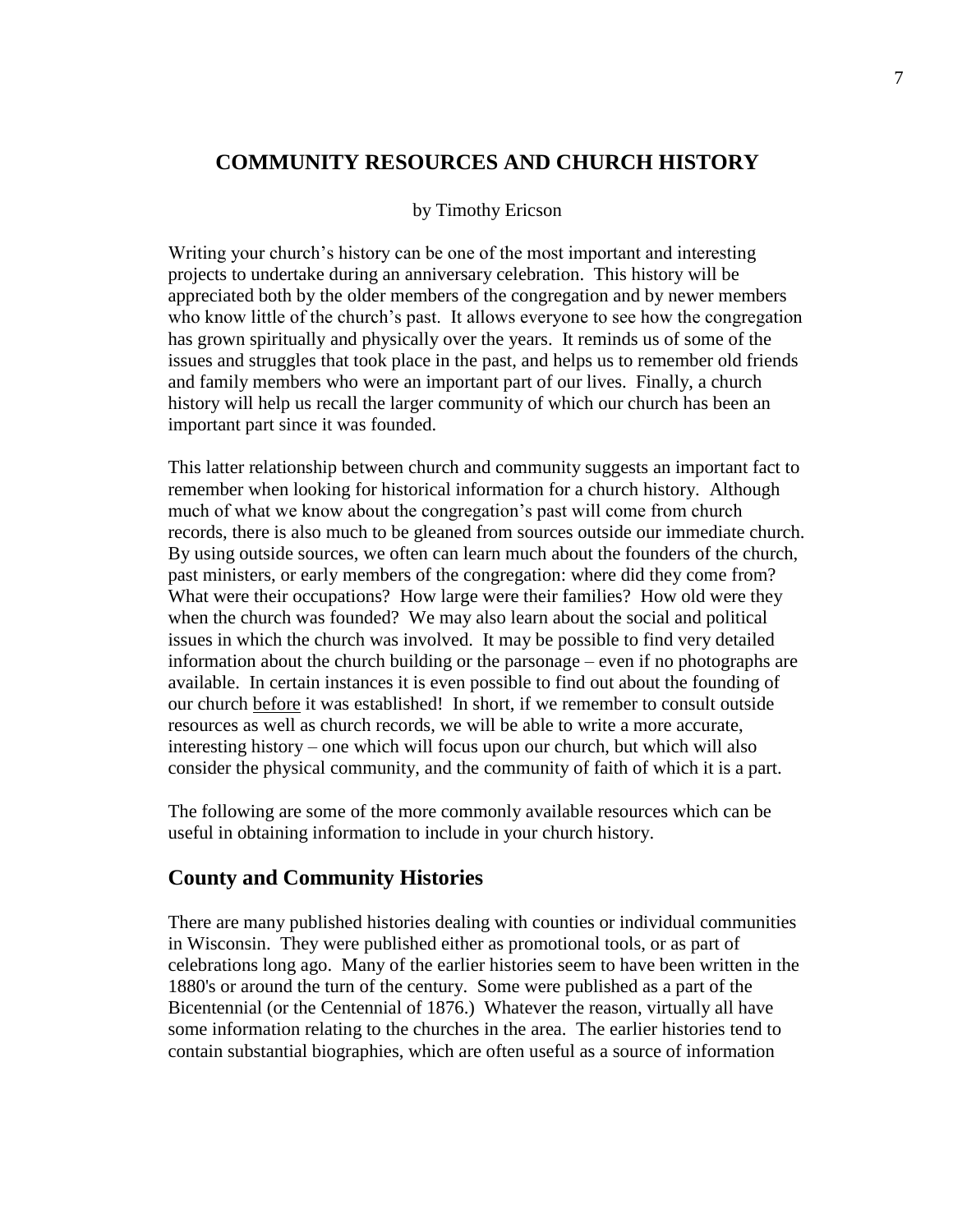# COMMUNITY RESOURCES AND CHURCH HISTORY

by Timothy Ericson

Writing your church's history can be one of the most important and interesting projects to undertake during an anniversary celebration. This history will be appreciated both by the older members of the congregation and by newer members who know little of the church's past. It allows everyone to see how the congregation has grown spiritually and physically over the years. It reminds us of some of the issues and struggles that took place in the past, and helps us to remember old friends and family members who were an important part of our lives. Finally, a church history will help us recall the larger community of which our church has been an important part since it was founded.

This latter relationship between church and community suggests an important fact to remember when looking for historical information for a church history. Although much of what we know about the congregation's past will come from church records, there is also much to be gleaned from sources outside our immediate church. By using outside sources, we often can learn much about the founders of the church, past ministers, or early members of the congregation: where did they come from? What were their occupations? How large were their families? How old were they when the church was founded? We may also learn about the social and political issues in which the church was involved. It may be possible to find very detailed information about the church building or the parsonage – even if no photographs are available. In certain instances it is even possible to find out about the founding of our church <u>before</u> it was established! In short, if we remember to consult outside resources as well as church records, we will be able to write a more accurate, interesting history – one which will focus upon our church, but which will also consider the physical community, and the community of faith of which it is a part.

The following are some of the more commonly available resources which can be useful in obtaining information to include in your church history.

## County and Community Histories

There are many published histories dealing with counties or individual communities in Wisconsin. They were published either as promotional tools, or as part of celebrations long ago. Many of the earlier histories seem to have been written in the 1880's or around the turn of the century. Some were published as a part of the Bicentennial (or the Centennial of 1876.) Whatever the reason, virtually all have some information relating to the churches in the area. The earlier histories tend to contain substantial biographies, which are often useful as a source of information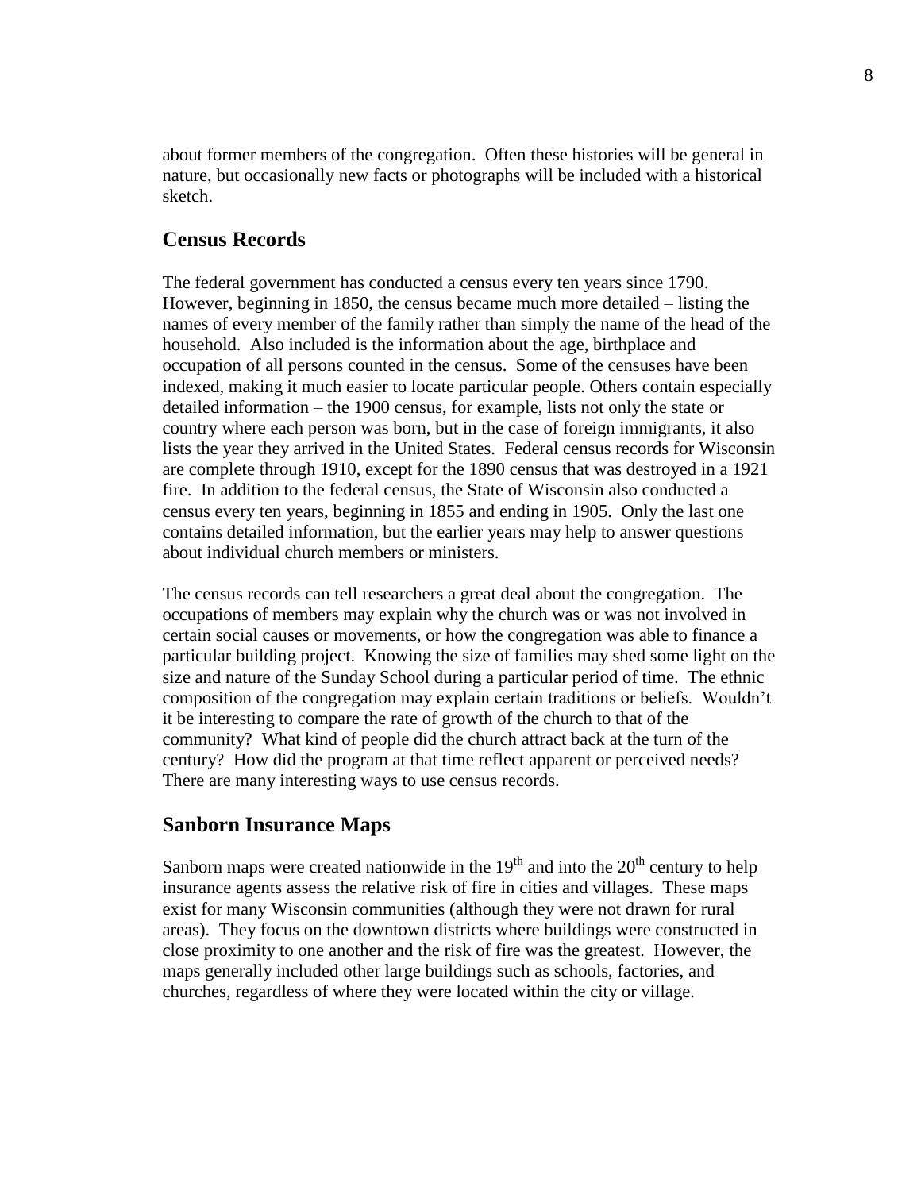about former members of the congregation. Often these histories will be general in nature, but occasionally new facts or photographs will be included with a historical sketch.

## Census Records

The federal government has conducted a census every ten years since 1790. However, beginning in 1850, the census became much more detailed – listing the names of every member of the family rather than simply the name of the head of the household. Also included is the information about the age, birthplace and occupation of all persons counted in the census. Some of the censuses have been indexed, making it much easier to locate particular people. Others contain especially detailed information – the 1900 census, for example, lists not only the state or country where each person was born, but in the case of foreign immigrants, it also lists the year they arrived in the United States. Federal census records for Wisconsin are complete through 1910, except for the 1890 census that was destroyed in a 1921 fire. In addition to the federal census, the State of Wisconsin also conducted a census every ten years, beginning in 1855 and ending in 1905. Only the last one contains detailed information, but the earlier years may help to answer questions about individual church members or ministers.

The census records can tell researchers a great deal about the congregation. The occupations of members may explain why the church was or was not involved in certain social causes or movements, or how the congregation was able to finance a particular building project. Knowing the size of families may shed some light on the size and nature of the Sunday School during a particular period of time. The ethnic composition of the congregation may explain certain traditions or beliefs. Wouldn't it be interesting to compare the rate of growth of the church to that of the community? What kind of people did the church attract back at the turn of the century? How did the program at that time reflect apparent or perceived needs? There are many interesting ways to use census records.

## Sanborn Insurance Maps

Sanborn maps were created nationwide in the 19th and into the 20th century to help insurance agents assess the relative risk of fire in cities and villages. These maps exist for many Wisconsin communities (although they were not drawn for rural areas). They focus on the downtown districts where buildings were constructed in close proximity to one another and the risk of fire was the greatest. However, the maps generally included other large buildings such as schools, factories, and churches, regardless of where they were located within the city or village.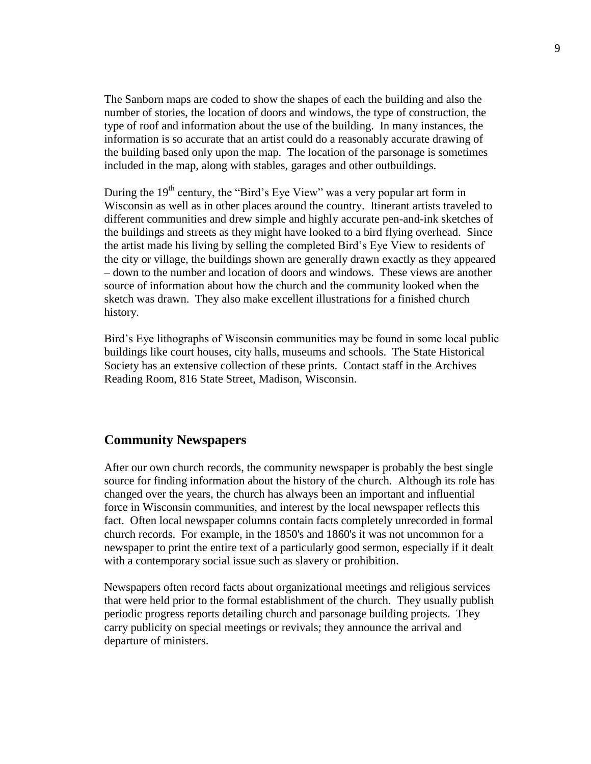The Sanborn maps are coded to show the shapes of each the building and also the number of stories, the location of doors and windows, the type of construction, the type of roof and information about the use of the building. In many instances, the information is so accurate that an artist could do a reasonably accurate drawing of the building based only upon the map. The location of the parsonage is sometimes included in the map, along with stables, garages and other outbuildings.

During the 19th century, the "Bird's Eye View" was a very popular art form in Wisconsin as well as in other places around the country. Itinerant artists traveled to different communities and drew simple and highly accurate pen-and-ink sketches of the buildings and streets as they might have looked to a bird flying overhead. Since the artist made his living by selling the completed Bird's Eye View to residents of the city or village, the buildings shown are generally drawn exactly as they appeared – down to the number and location of doors and windows. These views are another source of information about how the church and the community looked when the sketch was drawn. They also make excellent illustrations for a finished church history.

Bird's Eye lithographs of Wisconsin communities may be found in some local public buildings like court houses, city halls, museums and schools. The State Historical Society has an extensive collection of these prints. Contact staff in the Archives Reading Room, 816 State Street, Madison, Wisconsin.

## Community Newspapers

After our own church records, the community newspaper is probably the best single source for finding information about the history of the church. Although its role has changed over the years, the church has always been an important and influential force in Wisconsin communities, and interest by the local newspaper reflects this fact. Often local newspaper columns contain facts completely unrecorded in formal church records. For example, in the 1850's and 1860's it was not uncommon for a newspaper to print the entire text of a particularly good sermon, especially if it dealt with a contemporary social issue such as slavery or prohibition.

Newspapers often record facts about organizational meetings and religious services that were held prior to the formal establishment of the church. They usually publish periodic progress reports detailing church and parsonage building projects. They carry publicity on special meetings or revivals; they announce the arrival and departure of ministers.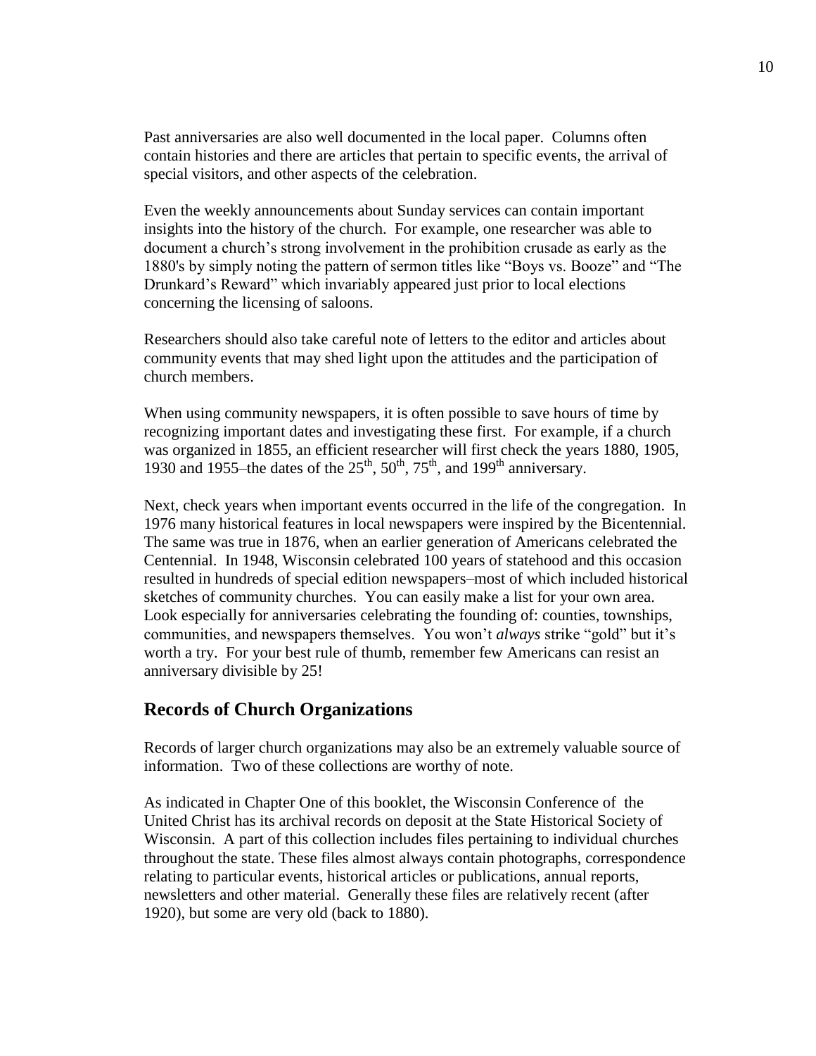Past anniversaries are also well documented in the local paper. Columns often contain histories and there are articles that pertain to specific events, the arrival of special visitors, and other aspects of the celebration.

Even the weekly announcements about Sunday services can contain important insights into the history of the church. For example, one researcher was able to document a church's strong involvement in the prohibition crusade as early as the 1880's by simply noting the pattern of sermon titles like "Boys vs. Booze" and "The Drunkard's Reward" which invariably appeared just prior to local elections concerning the licensing of saloons.

Researchers should also take careful note of letters to the editor and articles about community events that may shed light upon the attitudes and the participation of church members.

When using community newspapers, it is often possible to save hours of time by recognizing important dates and investigating these first. For example, if a church was organized in 1855, an efficient researcher will first check the years 1880, 1905, 1930 and 1955–the dates of the 25th, 50th, 75th, and 199th anniversary.

Next, check years when important events occurred in the life of the congregation. In 1976 many historical features in local newspapers were inspired by the Bicentennial. The same was true in 1876, when an earlier generation of Americans celebrated the Centennial. In 1948, Wisconsin celebrated 100 years of statehood and this occasion resulted in hundreds of special edition newspapers–most of which included historical sketches of community churches. You can easily make a list for your own area. Look especially for anniversaries celebrating the founding of: counties, townships, communities, and newspapers themselves. You won't *always* strike "gold" but it's worth a try. For your best rule of thumb, remember few Americans can resist an anniversary divisible by 25!

## Records of Church Organizations

Records of larger church organizations may also be an extremely valuable source of information. Two of these collections are worthy of note.

As indicated in Chapter One of this booklet, the Wisconsin Conference of the United Christ has its archival records on deposit at the State Historical Society of Wisconsin. A part of this collection includes files pertaining to individual churches throughout the state. These files almost always contain photographs, correspondence relating to particular events, historical articles or publications, annual reports, newsletters and other material. Generally these files are relatively recent (after 1920), but some are very old (back to 1880).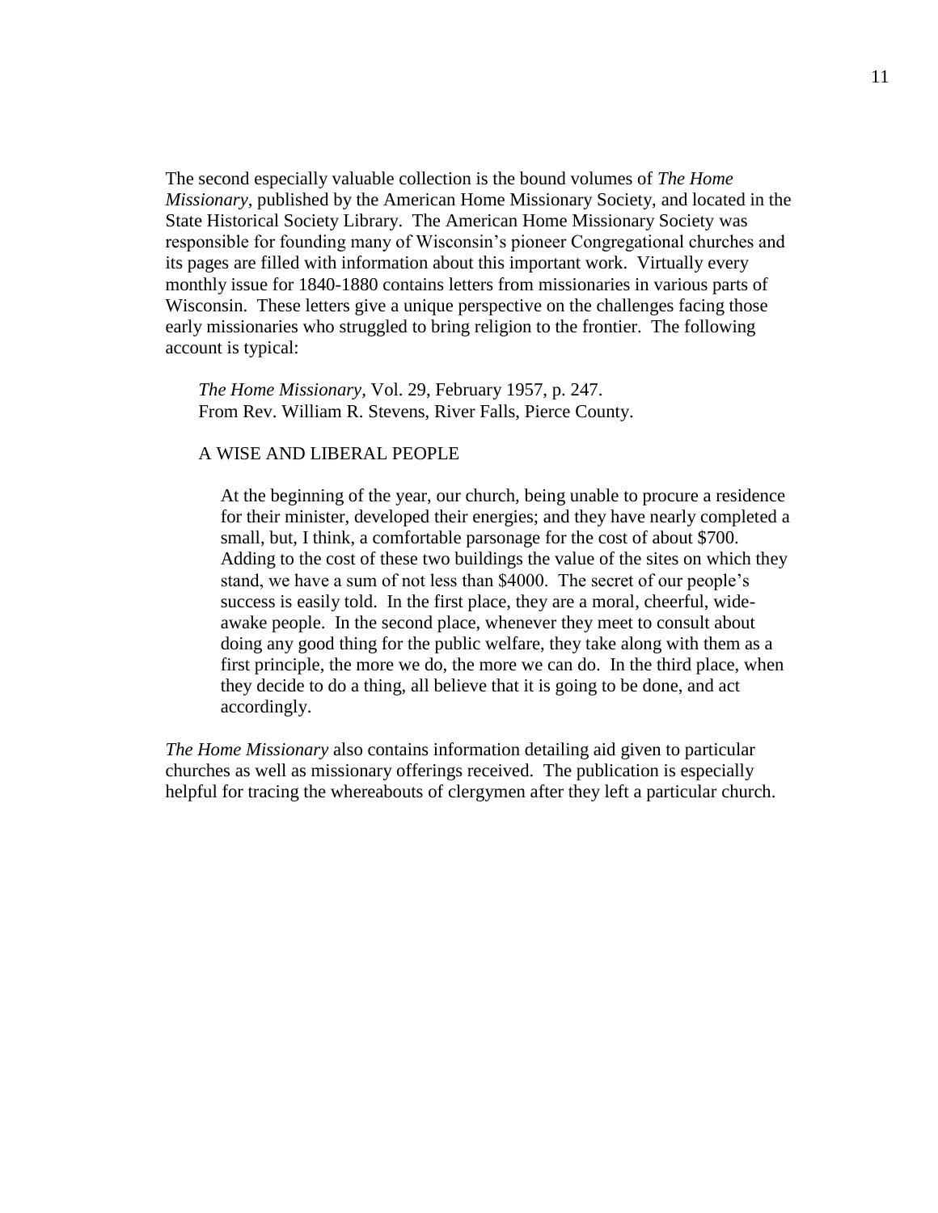The second especially valuable collection is the bound volumes of *The Home Missionary*, published by the American Home Missionary Society, and located in the State Historical Society Library. The American Home Missionary Society was responsible for founding many of Wisconsin's pioneer Congregational churches and its pages are filled with information about this important work. Virtually every monthly issue for 1840-1880 contains letters from missionaries in various parts of Wisconsin. These letters give a unique perspective on the challenges facing those early missionaries who struggled to bring religion to the frontier. The following account is typical:

> *The Home Missionary*, Vol. 29, February 1957, p. 247.
> From Rev. William R. Stevens, River Falls, Pierce County.
>
> A WISE AND LIBERAL PEOPLE
>
> > At the beginning of the year, our church, being unable to procure a residence for their minister, developed their energies; and they have nearly completed a small, but, I think, a comfortable parsonage for the cost of about $700. Adding to the cost of these two buildings the value of the sites on which they stand, we have a sum of not less than $4000. The secret of our people's success is easily told. In the first place, they are a moral, cheerful, wide-awake people. In the second place, whenever they meet to consult about doing any good thing for the public welfare, they take along with them as a first principle, the more we do, the more we can do. In the third place, when they decide to do a thing, all believe that it is going to be done, and act accordingly.

*The Home Missionary* also contains information detailing aid given to particular churches as well as missionary offerings received. The publication is especially helpful for tracing the whereabouts of clergymen after they left a particular church.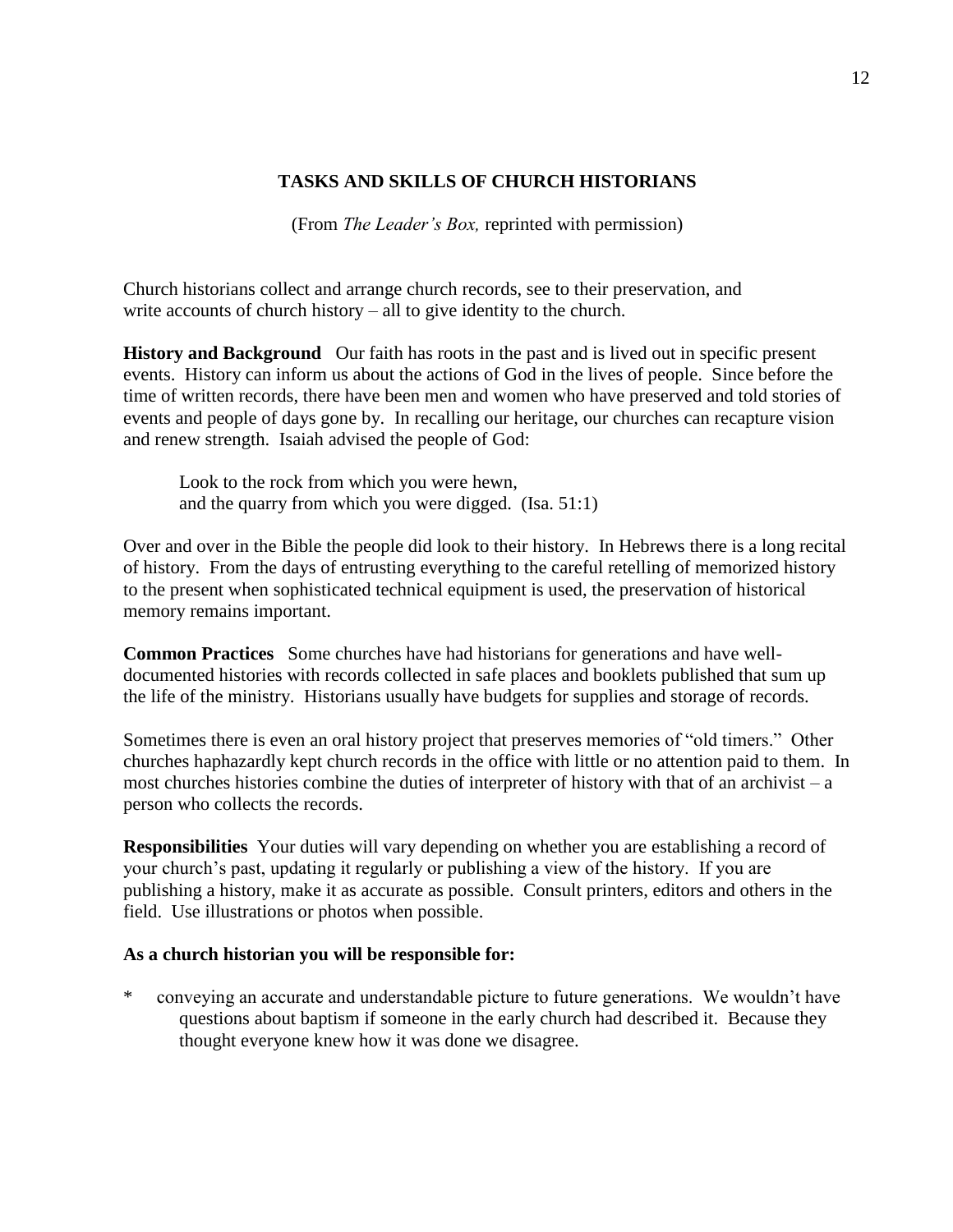## TASKS AND SKILLS OF CHURCH HISTORIANS

(From *The Leader's Box,* reprinted with permission)

Church historians collect and arrange church records, see to their preservation, and write accounts of church history – all to give identity to the church.

**History and Background** Our faith has roots in the past and is lived out in specific present events. History can inform us about the actions of God in the lives of people. Since before the time of written records, there have been men and women who have preserved and told stories of events and people of days gone by. In recalling our heritage, our churches can recapture vision and renew strength. Isaiah advised the people of God:

> Look to the rock from which you were hewn,
> and the quarry from which you were digged. (Isa. 51:1)

Over and over in the Bible the people did look to their history. In Hebrews there is a long recital of history. From the days of entrusting everything to the careful retelling of memorized history to the present when sophisticated technical equipment is used, the preservation of historical memory remains important.

**Common Practices** Some churches have had historians for generations and have well-documented histories with records collected in safe places and booklets published that sum up the life of the ministry. Historians usually have budgets for supplies and storage of records.

Sometimes there is even an oral history project that preserves memories of "old timers." Other churches haphazardly kept church records in the office with little or no attention paid to them. In most churches histories combine the duties of interpreter of history with that of an archivist – a person who collects the records.

**Responsibilities** Your duties will vary depending on whether you are establishing a record of your church's past, updating it regularly or publishing a view of the history. If you are publishing a history, make it as accurate as possible. Consult printers, editors and others in the field. Use illustrations or photos when possible.

**As a church historian you will be responsible for:**

* conveying an accurate and understandable picture to future generations. We wouldn't have questions about baptism if someone in the early church had described it. Because they thought everyone knew how it was done we disagree.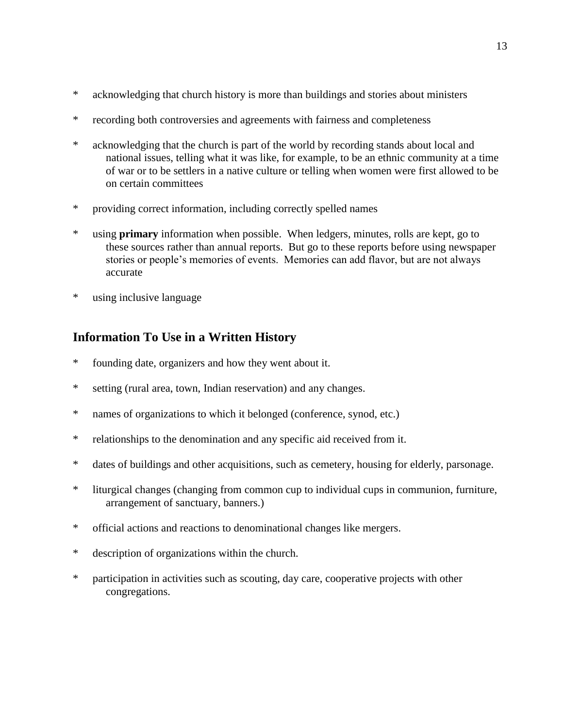* acknowledging that church history is more than buildings and stories about ministers
* recording both controversies and agreements with fairness and completeness
* acknowledging that the church is part of the world by recording stands about local and national issues, telling what it was like, for example, to be an ethnic community at a time of war or to be settlers in a native culture or telling when women were first allowed to be on certain committees
* providing correct information, including correctly spelled names
* using **primary** information when possible. When ledgers, minutes, rolls are kept, go to these sources rather than annual reports. But go to these reports before using newspaper stories or people's memories of events. Memories can add flavor, but are not always accurate
* using inclusive language

## Information To Use in a Written History

* founding date, organizers and how they went about it.
* setting (rural area, town, Indian reservation) and any changes.
* names of organizations to which it belonged (conference, synod, etc.)
* relationships to the denomination and any specific aid received from it.
* dates of buildings and other acquisitions, such as cemetery, housing for elderly, parsonage.
* liturgical changes (changing from common cup to individual cups in communion, furniture, arrangement of sanctuary, banners.)
* official actions and reactions to denominational changes like mergers.
* description of organizations within the church.
* participation in activities such as scouting, day care, cooperative projects with other congregations.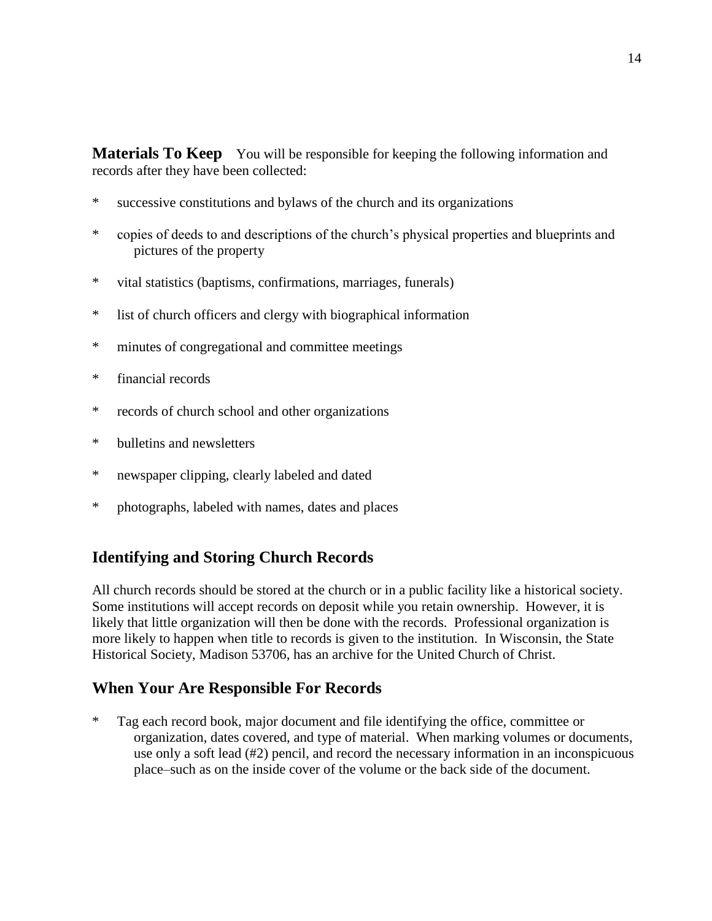**Materials To Keep** You will be responsible for keeping the following information and records after they have been collected:

* successive constitutions and bylaws of the church and its organizations
* copies of deeds to and descriptions of the church's physical properties and blueprints and pictures of the property
* vital statistics (baptisms, confirmations, marriages, funerals)
* list of church officers and clergy with biographical information
* minutes of congregational and committee meetings
* financial records
* records of church school and other organizations
* bulletins and newsletters
* newspaper clipping, clearly labeled and dated
* photographs, labeled with names, dates and places

## Identifying and Storing Church Records

All church records should be stored at the church or in a public facility like a historical society. Some institutions will accept records on deposit while you retain ownership. However, it is likely that little organization will then be done with the records. Professional organization is more likely to happen when title to records is given to the institution. In Wisconsin, the State Historical Society, Madison 53706, has an archive for the United Church of Christ.

## When Your Are Responsible For Records

* Tag each record book, major document and file identifying the office, committee or organization, dates covered, and type of material. When marking volumes or documents, use only a soft lead (#2) pencil, and record the necessary information in an inconspicuous place–such as on the inside cover of the volume or the back side of the document.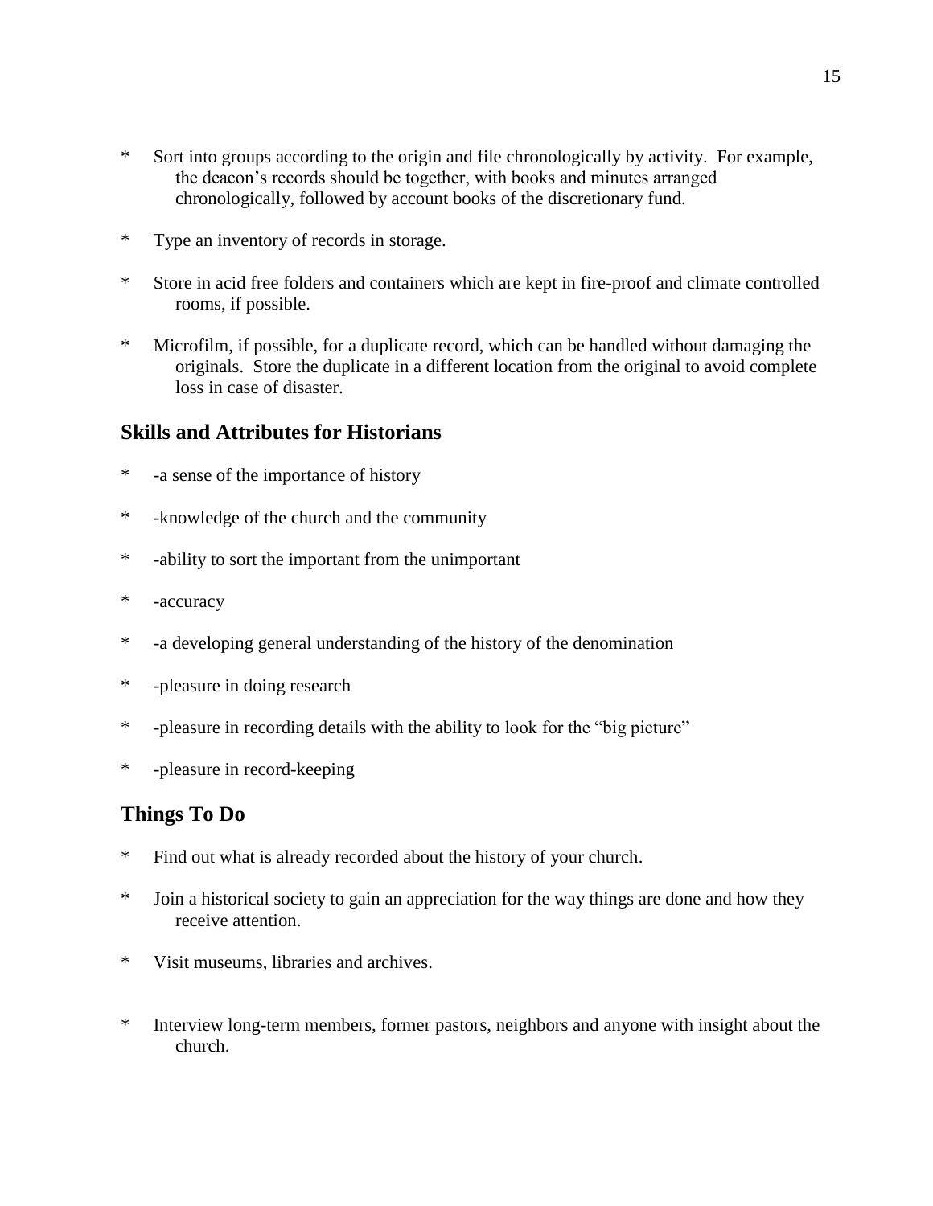* Sort into groups according to the origin and file chronologically by activity. For example, the deacon's records should be together, with books and minutes arranged chronologically, followed by account books of the discretionary fund.

* Type an inventory of records in storage.

* Store in acid free folders and containers which are kept in fire-proof and climate controlled rooms, if possible.

* Microfilm, if possible, for a duplicate record, which can be handled without damaging the originals. Store the duplicate in a different location from the original to avoid complete loss in case of disaster.

## Skills and Attributes for Historians

* -a sense of the importance of history

* -knowledge of the church and the community

* -ability to sort the important from the unimportant

* -accuracy

* -a developing general understanding of the history of the denomination

* -pleasure in doing research

* -pleasure in recording details with the ability to look for the "big picture"

* -pleasure in record-keeping

## Things To Do

* Find out what is already recorded about the history of your church.

* Join a historical society to gain an appreciation for the way things are done and how they receive attention.

* Visit museums, libraries and archives.

* Interview long-term members, former pastors, neighbors and anyone with insight about the church.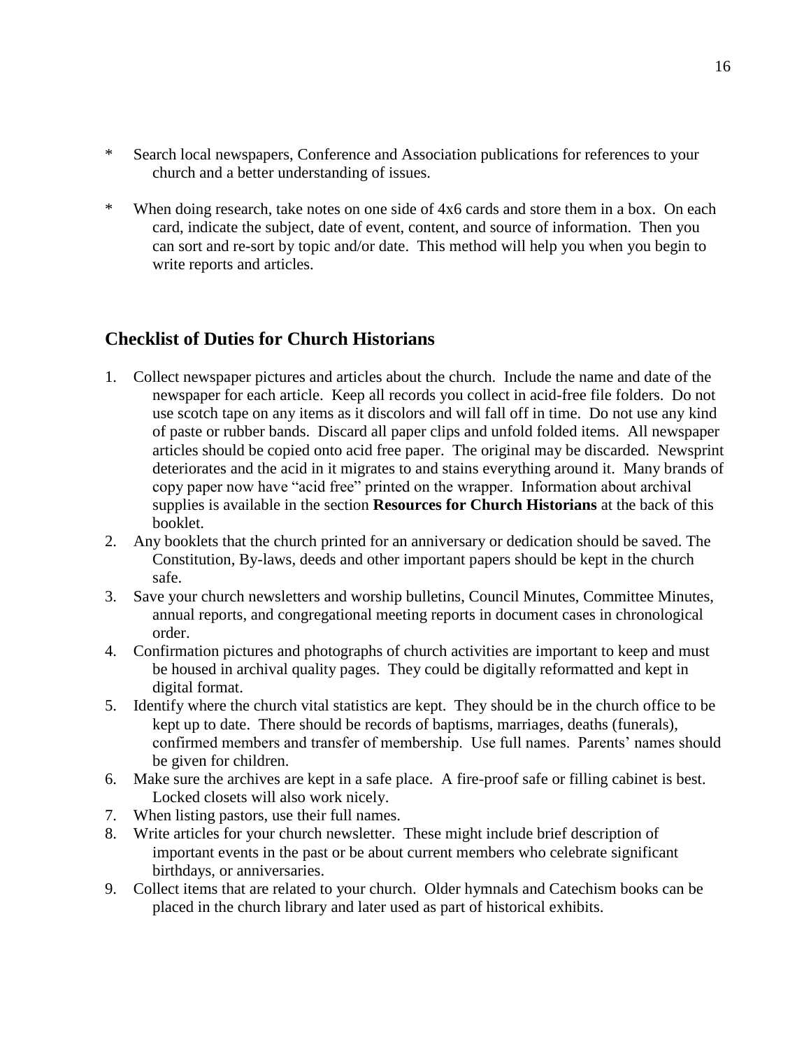* Search local newspapers, Conference and Association publications for references to your church and a better understanding of issues.

* When doing research, take notes on one side of 4x6 cards and store them in a box. On each card, indicate the subject, date of event, content, and source of information. Then you can sort and re-sort by topic and/or date. This method will help you when you begin to write reports and articles.

## Checklist of Duties for Church Historians

1. Collect newspaper pictures and articles about the church. Include the name and date of the newspaper for each article. Keep all records you collect in acid-free file folders. Do not use scotch tape on any items as it discolors and will fall off in time. Do not use any kind of paste or rubber bands. Discard all paper clips and unfold folded items. All newspaper articles should be copied onto acid free paper. The original may be discarded. Newsprint deteriorates and the acid in it migrates to and stains everything around it. Many brands of copy paper now have "acid free" printed on the wrapper. Information about archival supplies is available in the section **Resources for Church Historians** at the back of this booklet.
2. Any booklets that the church printed for an anniversary or dedication should be saved. The Constitution, By-laws, deeds and other important papers should be kept in the church safe.
3. Save your church newsletters and worship bulletins, Council Minutes, Committee Minutes, annual reports, and congregational meeting reports in document cases in chronological order.
4. Confirmation pictures and photographs of church activities are important to keep and must be housed in archival quality pages. They could be digitally reformatted and kept in digital format.
5. Identify where the church vital statistics are kept. They should be in the church office to be kept up to date. There should be records of baptisms, marriages, deaths (funerals), confirmed members and transfer of membership. Use full names. Parents' names should be given for children.
6. Make sure the archives are kept in a safe place. A fire-proof safe or filling cabinet is best. Locked closets will also work nicely.
7. When listing pastors, use their full names.
8. Write articles for your church newsletter. These might include brief description of important events in the past or be about current members who celebrate significant birthdays, or anniversaries.
9. Collect items that are related to your church. Older hymnals and Catechism books can be placed in the church library and later used as part of historical exhibits.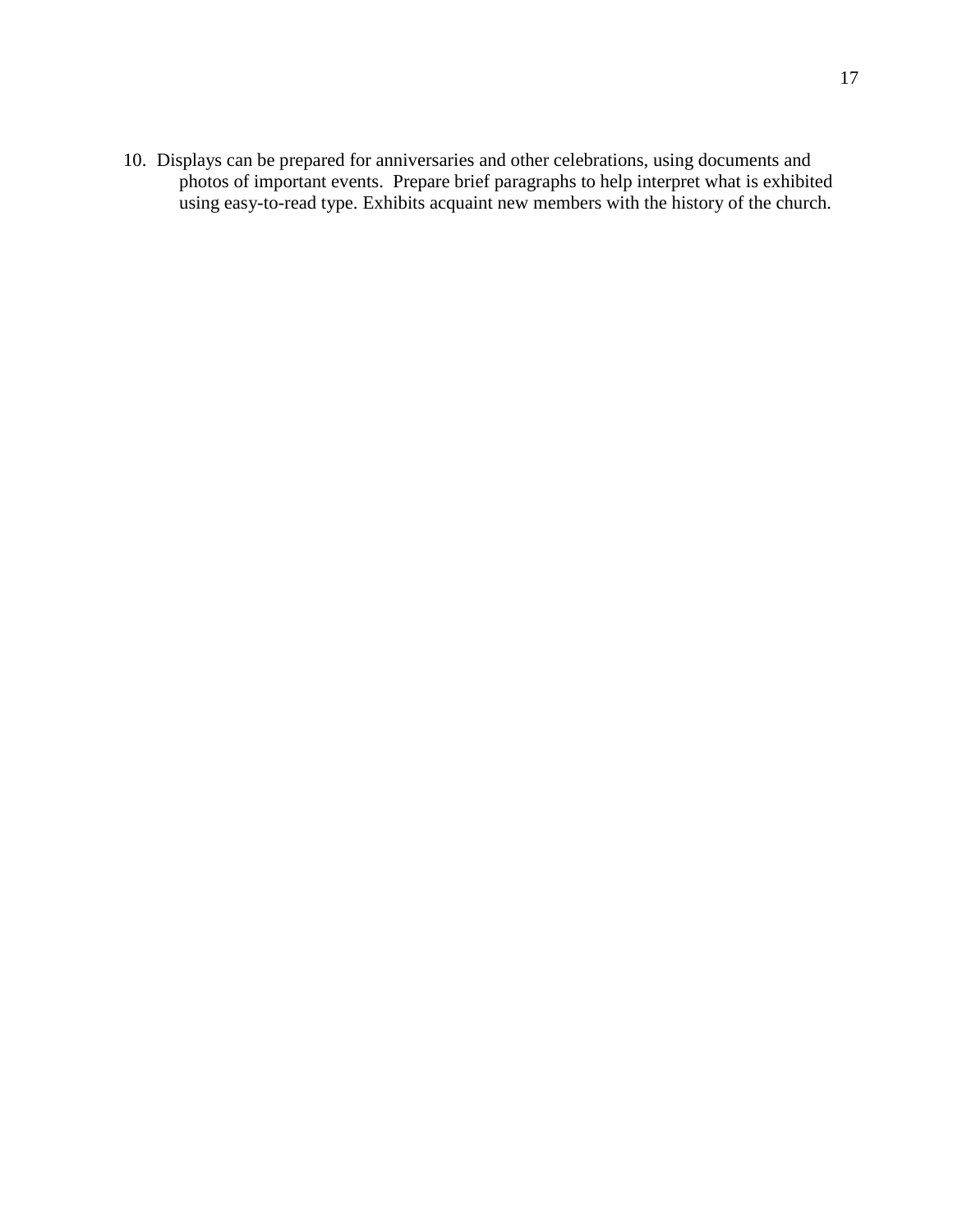10. Displays can be prepared for anniversaries and other celebrations, using documents and photos of important events. Prepare brief paragraphs to help interpret what is exhibited using easy-to-read type. Exhibits acquaint new members with the history of the church.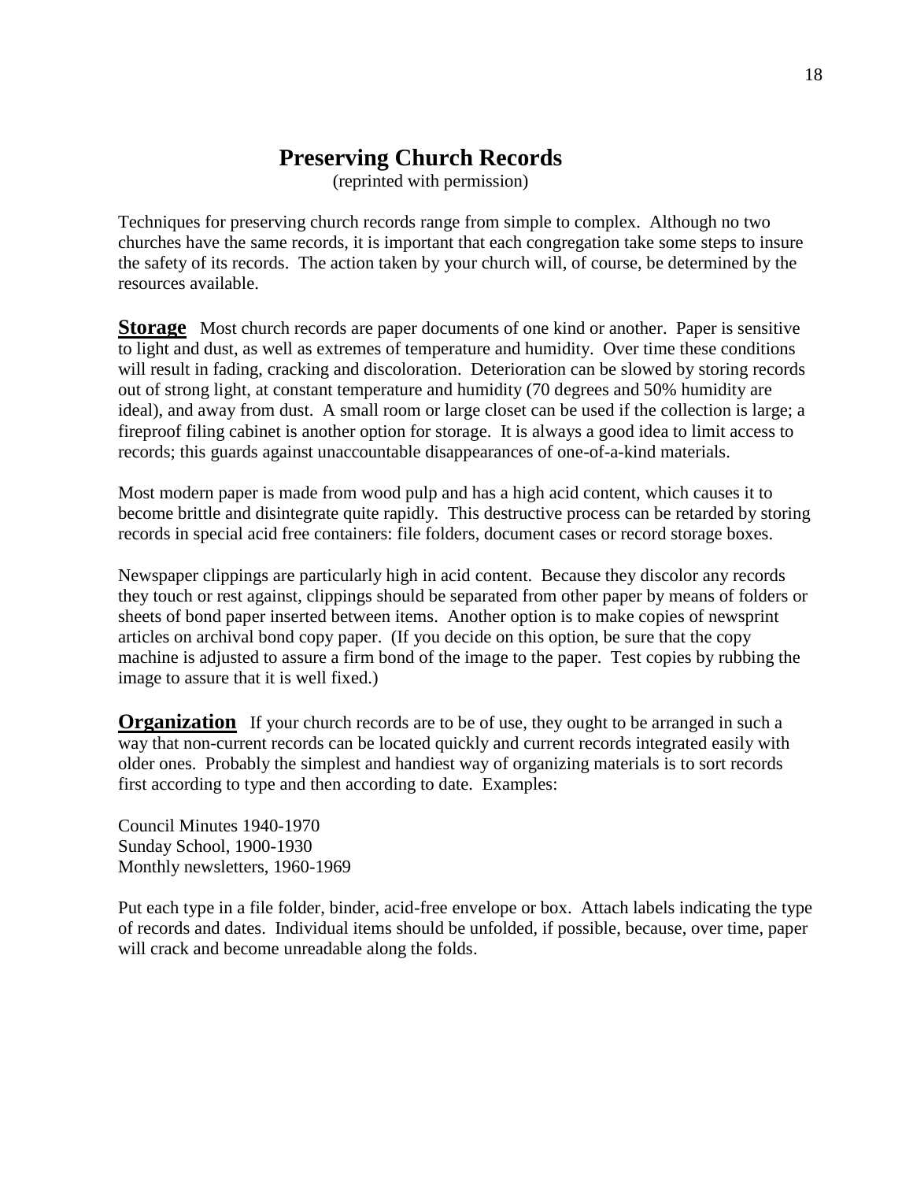# Preserving Church Records

(reprinted with permission)

Techniques for preserving church records range from simple to complex. Although no two churches have the same records, it is important that each congregation take some steps to insure the safety of its records. The action taken by your church will, of course, be determined by the resources available.

**Storage** Most church records are paper documents of one kind or another. Paper is sensitive to light and dust, as well as extremes of temperature and humidity. Over time these conditions will result in fading, cracking and discoloration. Deterioration can be slowed by storing records out of strong light, at constant temperature and humidity (70 degrees and 50% humidity are ideal), and away from dust. A small room or large closet can be used if the collection is large; a fireproof filing cabinet is another option for storage. It is always a good idea to limit access to records; this guards against unaccountable disappearances of one-of-a-kind materials.

Most modern paper is made from wood pulp and has a high acid content, which causes it to become brittle and disintegrate quite rapidly. This destructive process can be retarded by storing records in special acid free containers: file folders, document cases or record storage boxes.

Newspaper clippings are particularly high in acid content. Because they discolor any records they touch or rest against, clippings should be separated from other paper by means of folders or sheets of bond paper inserted between items. Another option is to make copies of newsprint articles on archival bond copy paper. (If you decide on this option, be sure that the copy machine is adjusted to assure a firm bond of the image to the paper. Test copies by rubbing the image to assure that it is well fixed.)

**Organization** If your church records are to be of use, they ought to be arranged in such a way that non-current records can be located quickly and current records integrated easily with older ones. Probably the simplest and handiest way of organizing materials is to sort records first according to type and then according to date. Examples:

Council Minutes 1940-1970
Sunday School, 1900-1930
Monthly newsletters, 1960-1969

Put each type in a file folder, binder, acid-free envelope or box. Attach labels indicating the type of records and dates. Individual items should be unfolded, if possible, because, over time, paper will crack and become unreadable along the folds.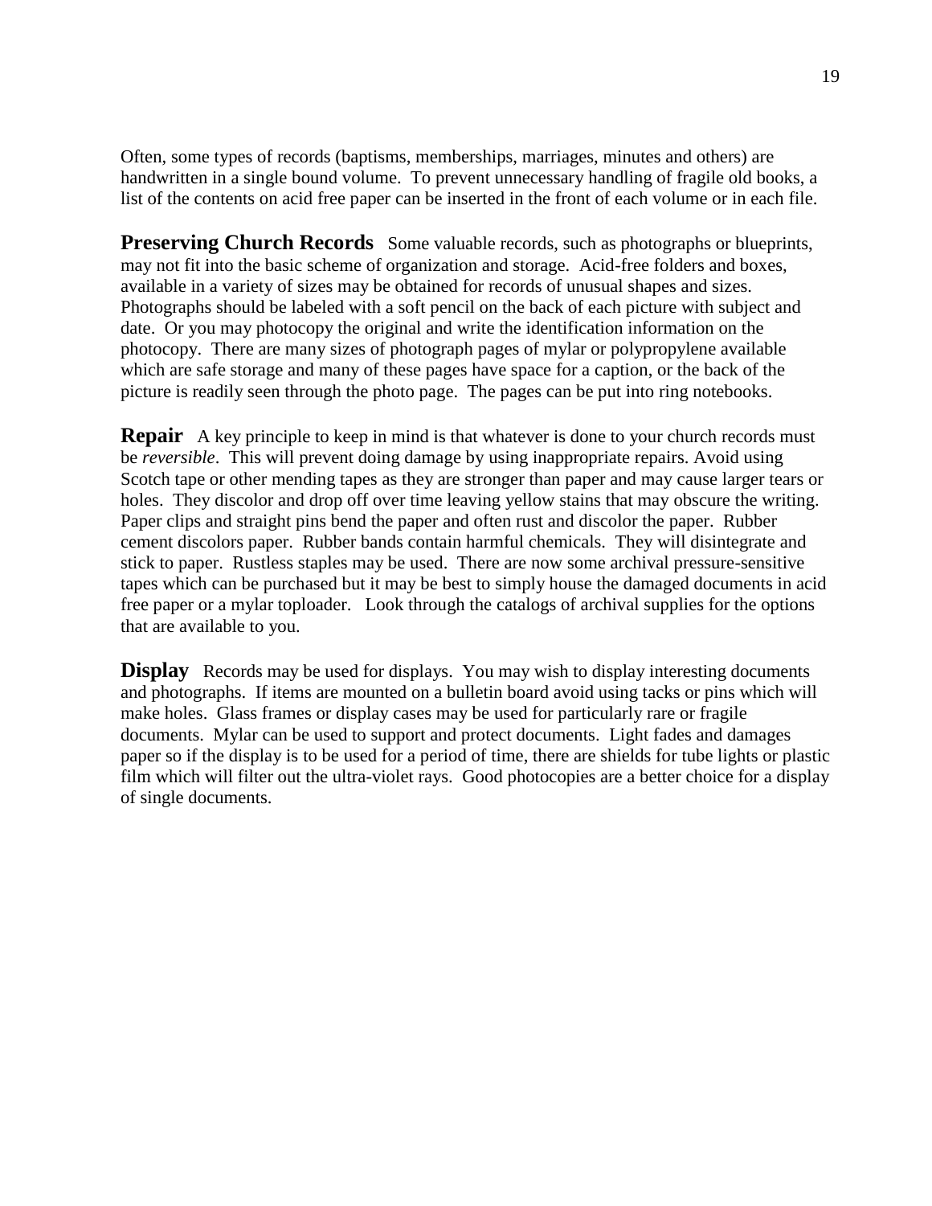Often, some types of records (baptisms, memberships, marriages, minutes and others) are handwritten in a single bound volume. To prevent unnecessary handling of fragile old books, a list of the contents on acid free paper can be inserted in the front of each volume or in each file.

**Preserving Church Records** Some valuable records, such as photographs or blueprints, may not fit into the basic scheme of organization and storage. Acid-free folders and boxes, available in a variety of sizes may be obtained for records of unusual shapes and sizes. Photographs should be labeled with a soft pencil on the back of each picture with subject and date. Or you may photocopy the original and write the identification information on the photocopy. There are many sizes of photograph pages of mylar or polypropylene available which are safe storage and many of these pages have space for a caption, or the back of the picture is readily seen through the photo page. The pages can be put into ring notebooks.

**Repair** A key principle to keep in mind is that whatever is done to your church records must be *reversible*. This will prevent doing damage by using inappropriate repairs. Avoid using Scotch tape or other mending tapes as they are stronger than paper and may cause larger tears or holes. They discolor and drop off over time leaving yellow stains that may obscure the writing. Paper clips and straight pins bend the paper and often rust and discolor the paper. Rubber cement discolors paper. Rubber bands contain harmful chemicals. They will disintegrate and stick to paper. Rustless staples may be used. There are now some archival pressure-sensitive tapes which can be purchased but it may be best to simply house the damaged documents in acid free paper or a mylar toploader. Look through the catalogs of archival supplies for the options that are available to you.

**Display** Records may be used for displays. You may wish to display interesting documents and photographs. If items are mounted on a bulletin board avoid using tacks or pins which will make holes. Glass frames or display cases may be used for particularly rare or fragile documents. Mylar can be used to support and protect documents. Light fades and damages paper so if the display is to be used for a period of time, there are shields for tube lights or plastic film which will filter out the ultra-violet rays. Good photocopies are a better choice for a display of single documents.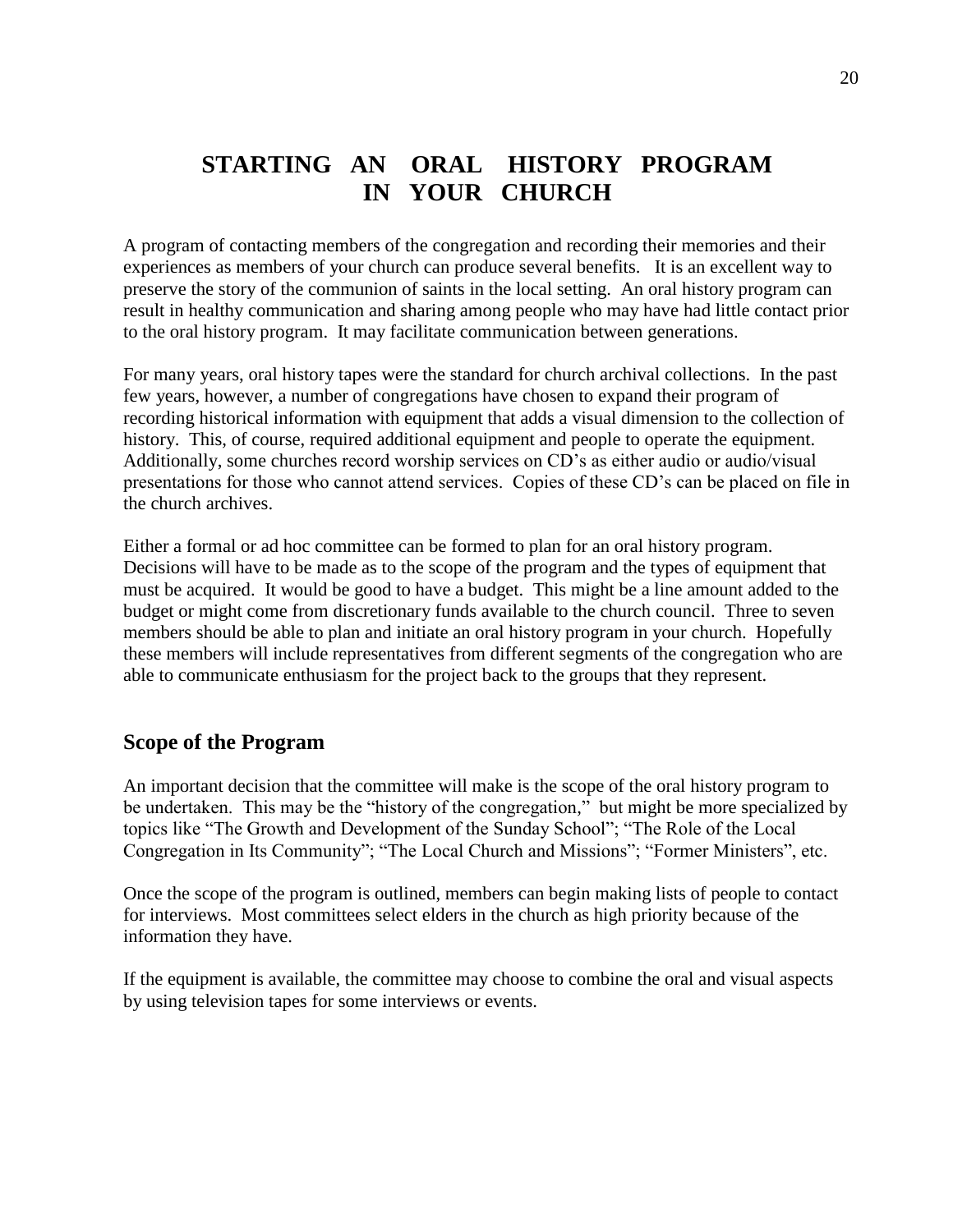# STARTING AN ORAL HISTORY PROGRAM IN YOUR CHURCH

A program of contacting members of the congregation and recording their memories and their experiences as members of your church can produce several benefits. It is an excellent way to preserve the story of the communion of saints in the local setting. An oral history program can result in healthy communication and sharing among people who may have had little contact prior to the oral history program. It may facilitate communication between generations.

For many years, oral history tapes were the standard for church archival collections. In the past few years, however, a number of congregations have chosen to expand their program of recording historical information with equipment that adds a visual dimension to the collection of history. This, of course, required additional equipment and people to operate the equipment. Additionally, some churches record worship services on CD's as either audio or audio/visual presentations for those who cannot attend services. Copies of these CD's can be placed on file in the church archives.

Either a formal or ad hoc committee can be formed to plan for an oral history program. Decisions will have to be made as to the scope of the program and the types of equipment that must be acquired. It would be good to have a budget. This might be a line amount added to the budget or might come from discretionary funds available to the church council. Three to seven members should be able to plan and initiate an oral history program in your church. Hopefully these members will include representatives from different segments of the congregation who are able to communicate enthusiasm for the project back to the groups that they represent.

## Scope of the Program

An important decision that the committee will make is the scope of the oral history program to be undertaken. This may be the "history of the congregation," but might be more specialized by topics like "The Growth and Development of the Sunday School"; "The Role of the Local Congregation in Its Community"; "The Local Church and Missions"; "Former Ministers", etc.

Once the scope of the program is outlined, members can begin making lists of people to contact for interviews. Most committees select elders in the church as high priority because of the information they have.

If the equipment is available, the committee may choose to combine the oral and visual aspects by using television tapes for some interviews or events.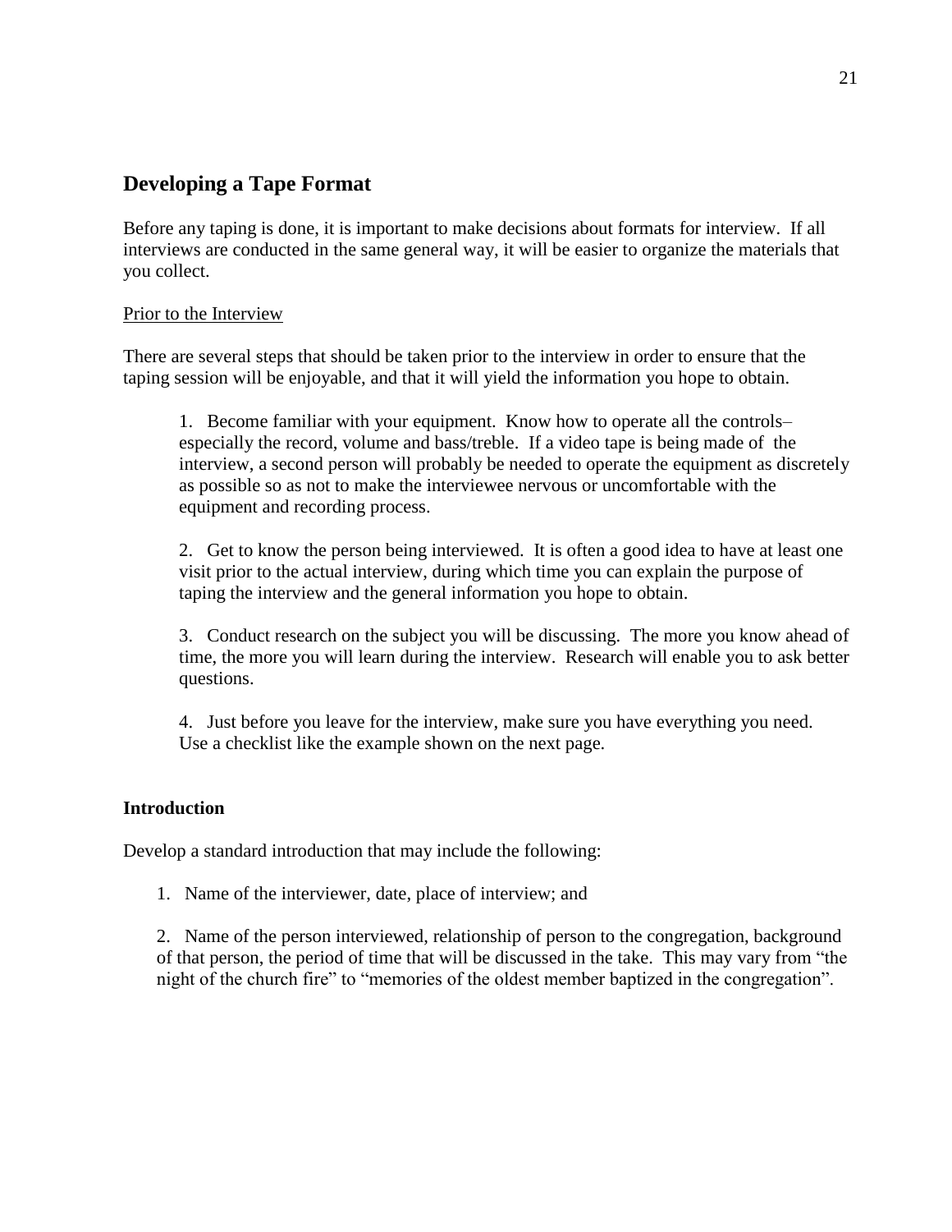## Developing a Tape Format

Before any taping is done, it is important to make decisions about formats for interview. If all interviews are conducted in the same general way, it will be easier to organize the materials that you collect.

Prior to the Interview

There are several steps that should be taken prior to the interview in order to ensure that the taping session will be enjoyable, and that it will yield the information you hope to obtain.

1. Become familiar with your equipment. Know how to operate all the controls– especially the record, volume and bass/treble. If a video tape is being made of the interview, a second person will probably be needed to operate the equipment as discretely as possible so as not to make the interviewee nervous or uncomfortable with the equipment and recording process.

2. Get to know the person being interviewed. It is often a good idea to have at least one visit prior to the actual interview, during which time you can explain the purpose of taping the interview and the general information you hope to obtain.

3. Conduct research on the subject you will be discussing. The more you know ahead of time, the more you will learn during the interview. Research will enable you to ask better questions.

4. Just before you leave for the interview, make sure you have everything you need. Use a checklist like the example shown on the next page.

### Introduction

Develop a standard introduction that may include the following:

1. Name of the interviewer, date, place of interview; and

2. Name of the person interviewed, relationship of person to the congregation, background of that person, the period of time that will be discussed in the take. This may vary from "the night of the church fire" to "memories of the oldest member baptized in the congregation".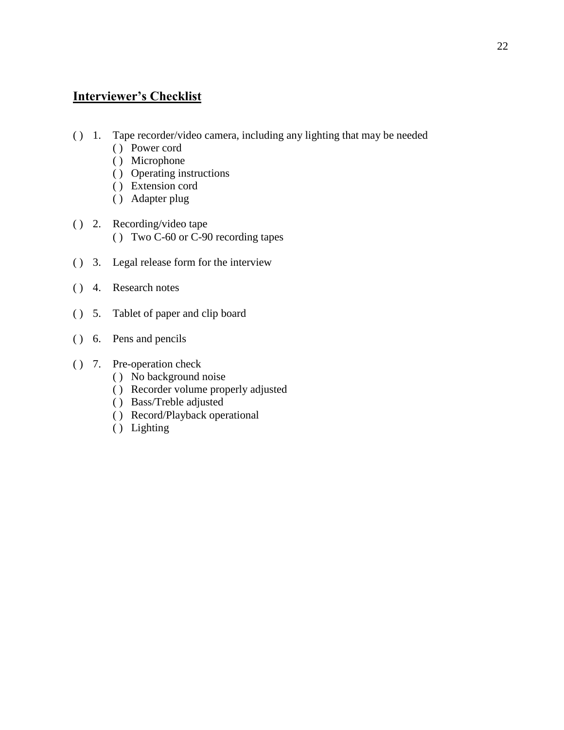## Interviewer's Checklist

( ) 1. Tape recorder/video camera, including any lighting that may be needed
  - ( ) Power cord
  - ( ) Microphone
  - ( ) Operating instructions
  - ( ) Extension cord
  - ( ) Adapter plug

( ) 2. Recording/video tape
  - ( ) Two C-60 or C-90 recording tapes

( ) 3. Legal release form for the interview

( ) 4. Research notes

( ) 5. Tablet of paper and clip board

( ) 6. Pens and pencils

( ) 7. Pre-operation check
  - ( ) No background noise
  - ( ) Recorder volume properly adjusted
  - ( ) Bass/Treble adjusted
  - ( ) Record/Playback operational
  - ( ) Lighting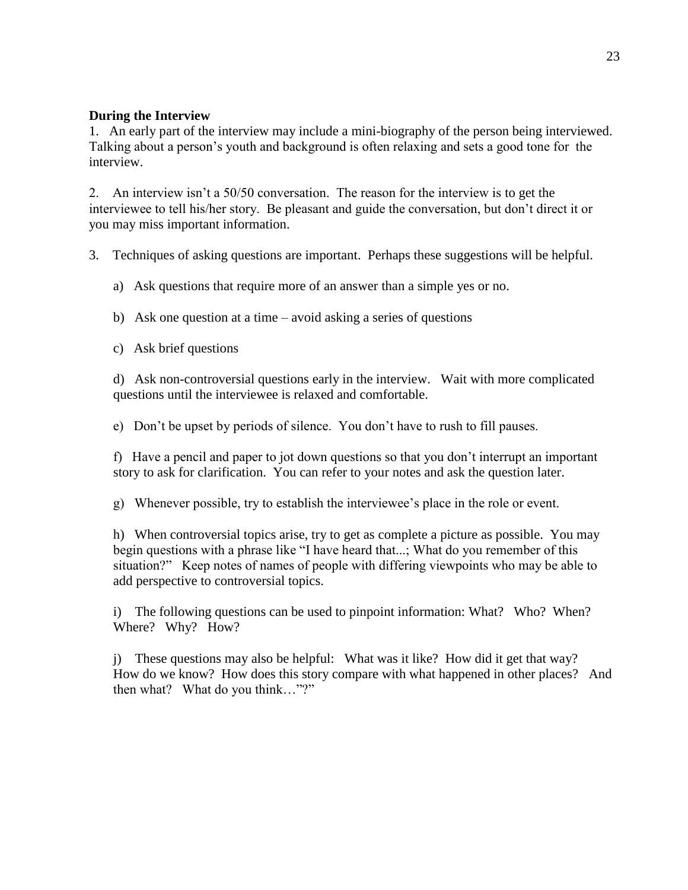**During the Interview**

1. An early part of the interview may include a mini-biography of the person being interviewed. Talking about a person's youth and background is often relaxing and sets a good tone for the interview.

2. An interview isn't a 50/50 conversation. The reason for the interview is to get the interviewee to tell his/her story. Be pleasant and guide the conversation, but don't direct it or you may miss important information.

3. Techniques of asking questions are important. Perhaps these suggestions will be helpful.

   a) Ask questions that require more of an answer than a simple yes or no.

   b) Ask one question at a time – avoid asking a series of questions

   c) Ask brief questions

   d) Ask non-controversial questions early in the interview. Wait with more complicated questions until the interviewee is relaxed and comfortable.

   e) Don't be upset by periods of silence. You don't have to rush to fill pauses.

   f) Have a pencil and paper to jot down questions so that you don't interrupt an important story to ask for clarification. You can refer to your notes and ask the question later.

   g) Whenever possible, try to establish the interviewee's place in the role or event.

   h) When controversial topics arise, try to get as complete a picture as possible. You may begin questions with a phrase like "I have heard that...; What do you remember of this situation?" Keep notes of names of people with differing viewpoints who may be able to add perspective to controversial topics.

   i) The following questions can be used to pinpoint information: What? Who? When? Where? Why? How?

   j) These questions may also be helpful: What was it like? How did it get that way? How do we know? How does this story compare with what happened in other places? And then what? What do you think…"?"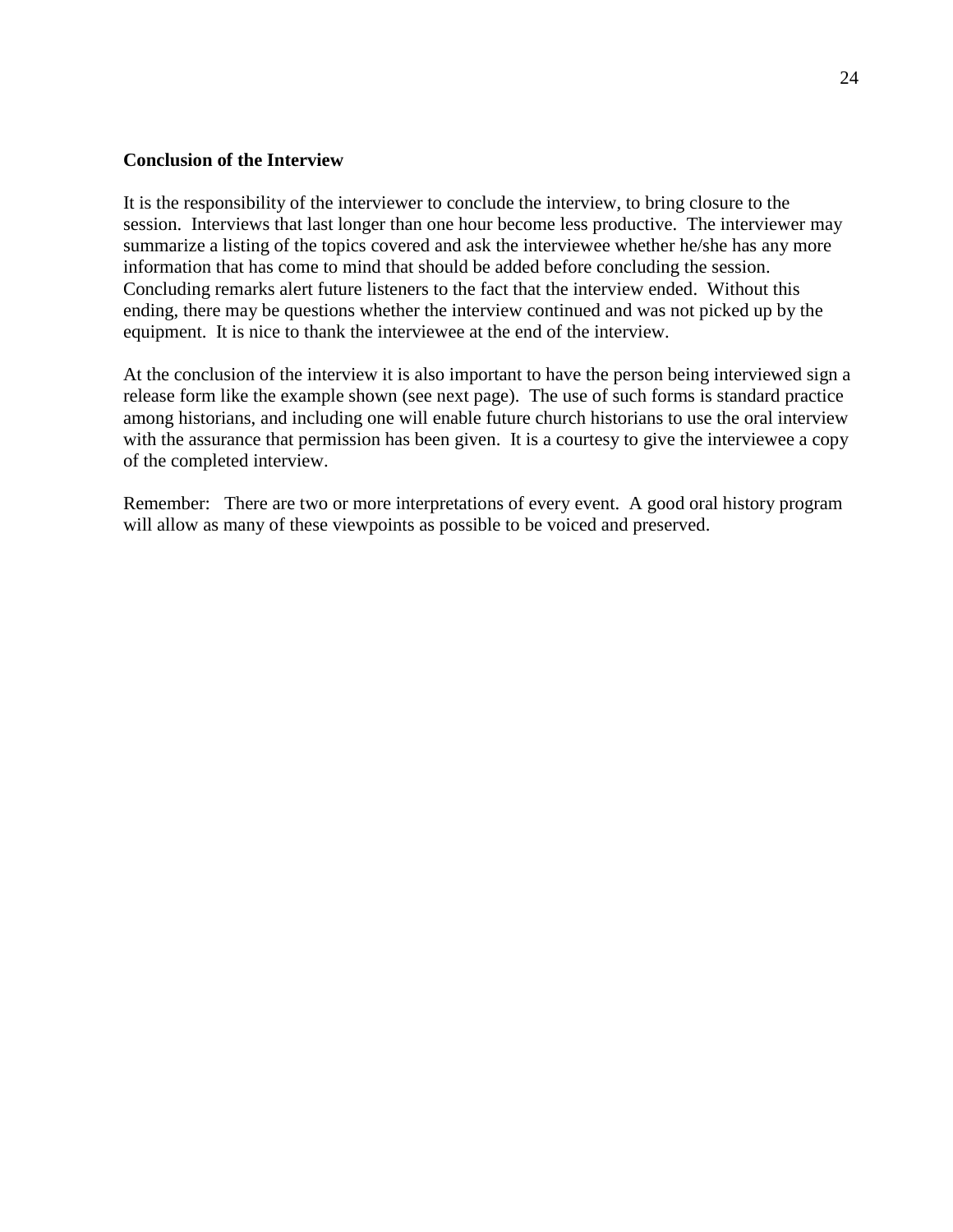**Conclusion of the Interview**

It is the responsibility of the interviewer to conclude the interview, to bring closure to the session. Interviews that last longer than one hour become less productive. The interviewer may summarize a listing of the topics covered and ask the interviewee whether he/she has any more information that has come to mind that should be added before concluding the session. Concluding remarks alert future listeners to the fact that the interview ended. Without this ending, there may be questions whether the interview continued and was not picked up by the equipment. It is nice to thank the interviewee at the end of the interview.

At the conclusion of the interview it is also important to have the person being interviewed sign a release form like the example shown (see next page). The use of such forms is standard practice among historians, and including one will enable future church historians to use the oral interview with the assurance that permission has been given. It is a courtesy to give the interviewee a copy of the completed interview.

Remember: There are two or more interpretations of every event. A good oral history program will allow as many of these viewpoints as possible to be voiced and preserved.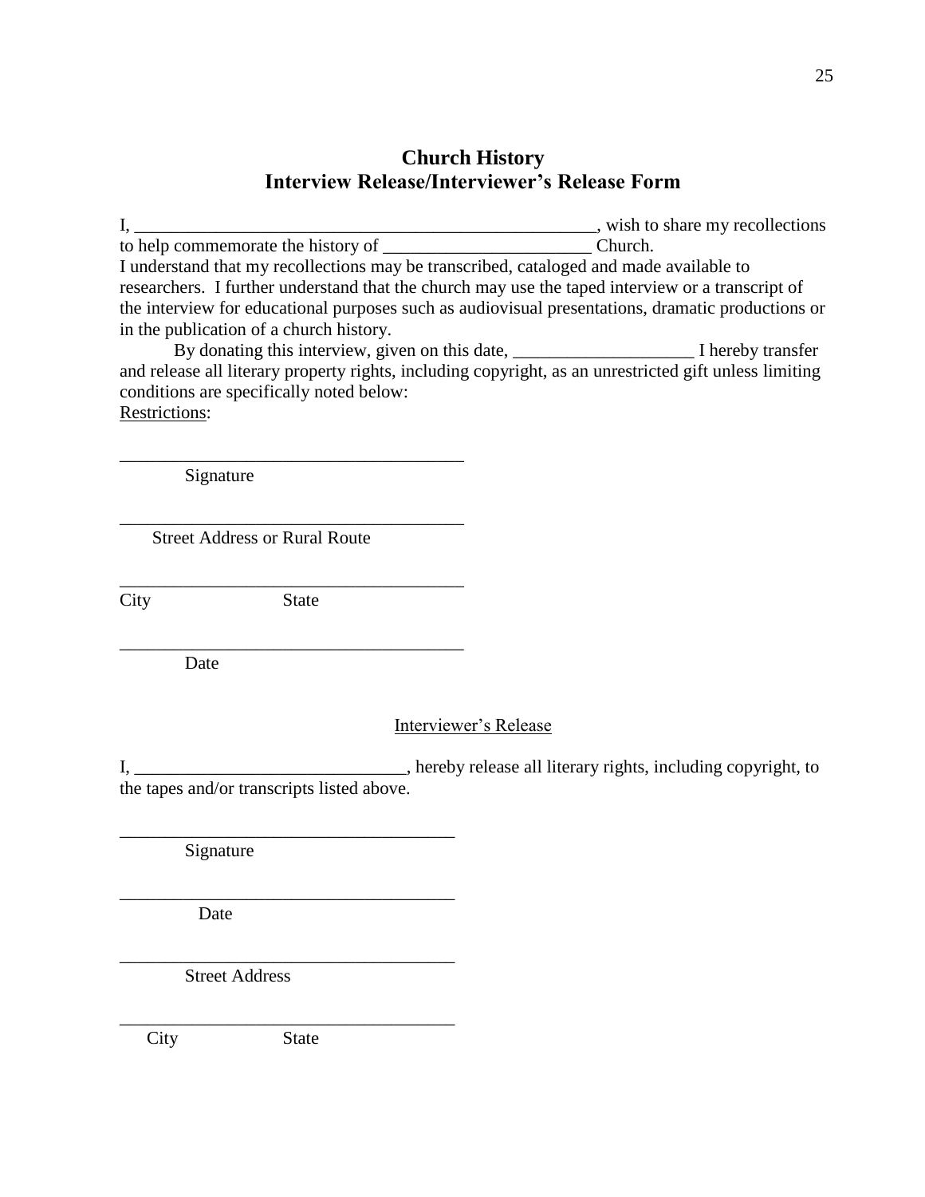## Church History
## Interview Release/Interviewer's Release Form

I, ____________________________________________________, wish to share my recollections to help commemorate the history of _______________________ Church.
I understand that my recollections may be transcribed, cataloged and made available to researchers. I further understand that the church may use the taped interview or a transcript of the interview for educational purposes such as audiovisual presentations, dramatic productions or in the publication of a church history.

By donating this interview, given on this date, ____________________ I hereby transfer and release all literary property rights, including copyright, as an unrestricted gift unless limiting conditions are specifically noted below:

Restrictions:

_______________________________________
Signature

_______________________________________
Street Address or Rural Route

_______________________________________
City State

_______________________________________
Date

Interviewer's Release

I, ______________________________, hereby release all literary rights, including copyright, to the tapes and/or transcripts listed above.

______________________________________
Signature

______________________________________
Date

______________________________________
Street Address

______________________________________
City State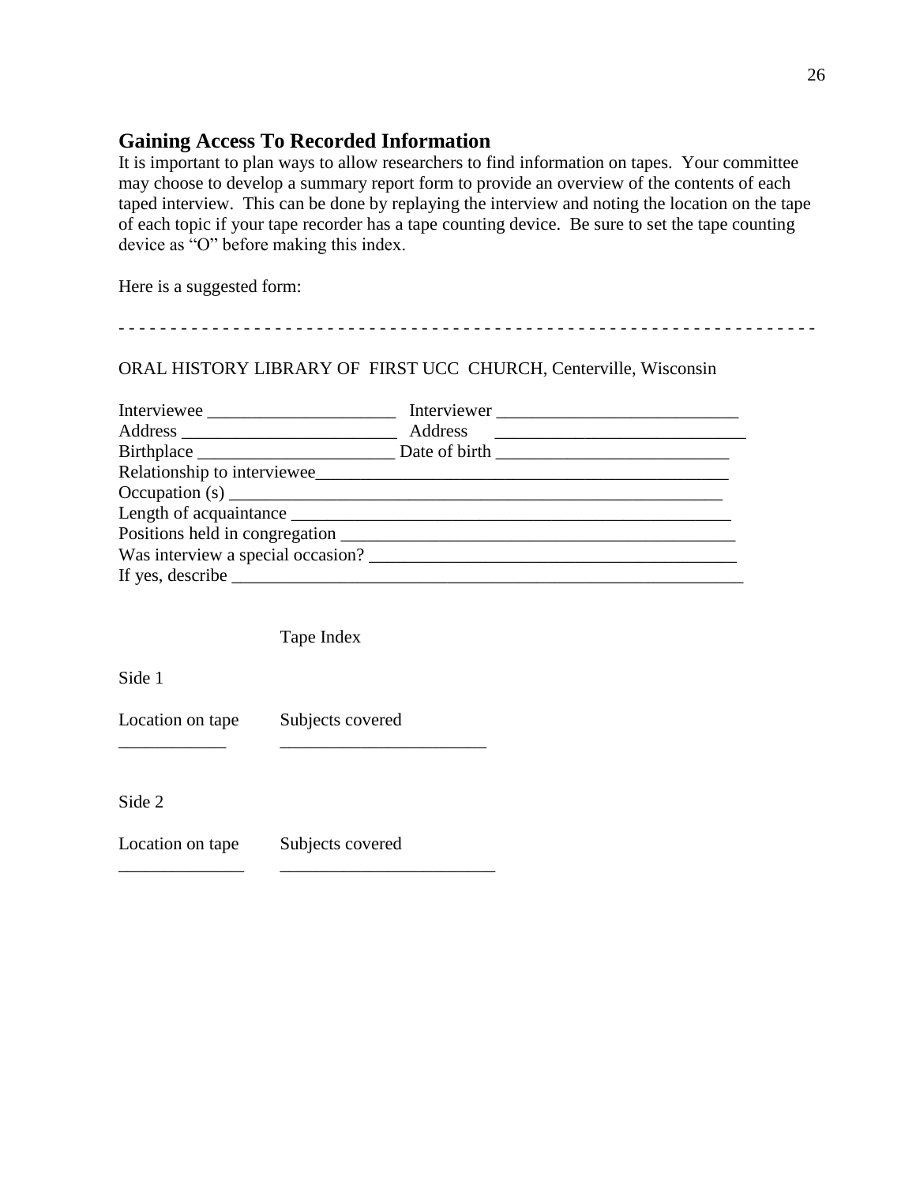## Gaining Access To Recorded Information

It is important to plan ways to allow researchers to find information on tapes. Your committee may choose to develop a summary report form to provide an overview of the contents of each taped interview. This can be done by replaying the interview and noting the location on the tape of each topic if your tape recorder has a tape counting device. Be sure to set the tape counting device as "O" before making this index.

Here is a suggested form:

- - - - - - - - - - - - - - - - - - - - - - - - - - - - - - - - - - - - - - - - - - - - - - - - - - - - - - - - - - - - - - - - - -

ORAL HISTORY LIBRARY OF FIRST UCC CHURCH, Centerville, Wisconsin

Interviewee _____________________ Interviewer ___________________________
Address ________________________ Address ____________________________
Birthplace ______________________ Date of birth __________________________
Relationship to interviewee_______________________________________________
Occupation (s) ________________________________________________________
Length of acquaintance _________________________________________________
Positions held in congregation ____________________________________________
Was interview a special occasion? _________________________________________
If yes, describe ________________________________________________________

Tape Index

Side 1

Location on tape Subjects covered
____________ _______________________

Side 2

Location on tape Subjects covered
______________ ________________________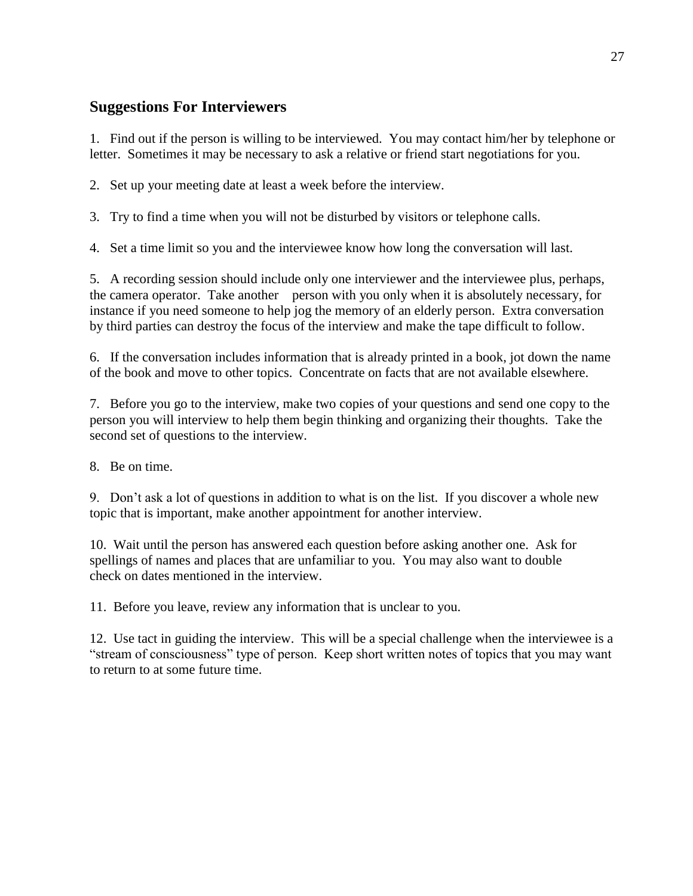## Suggestions For Interviewers

1. Find out if the person is willing to be interviewed. You may contact him/her by telephone or letter. Sometimes it may be necessary to ask a relative or friend start negotiations for you.

2. Set up your meeting date at least a week before the interview.

3. Try to find a time when you will not be disturbed by visitors or telephone calls.

4. Set a time limit so you and the interviewee know how long the conversation will last.

5. A recording session should include only one interviewer and the interviewee plus, perhaps, the camera operator. Take another person with you only when it is absolutely necessary, for instance if you need someone to help jog the memory of an elderly person. Extra conversation by third parties can destroy the focus of the interview and make the tape difficult to follow.

6. If the conversation includes information that is already printed in a book, jot down the name of the book and move to other topics. Concentrate on facts that are not available elsewhere.

7. Before you go to the interview, make two copies of your questions and send one copy to the person you will interview to help them begin thinking and organizing their thoughts. Take the second set of questions to the interview.

8. Be on time.

9. Don't ask a lot of questions in addition to what is on the list. If you discover a whole new topic that is important, make another appointment for another interview.

10. Wait until the person has answered each question before asking another one. Ask for spellings of names and places that are unfamiliar to you. You may also want to double check on dates mentioned in the interview.

11. Before you leave, review any information that is unclear to you.

12. Use tact in guiding the interview. This will be a special challenge when the interviewee is a "stream of consciousness" type of person. Keep short written notes of topics that you may want to return to at some future time.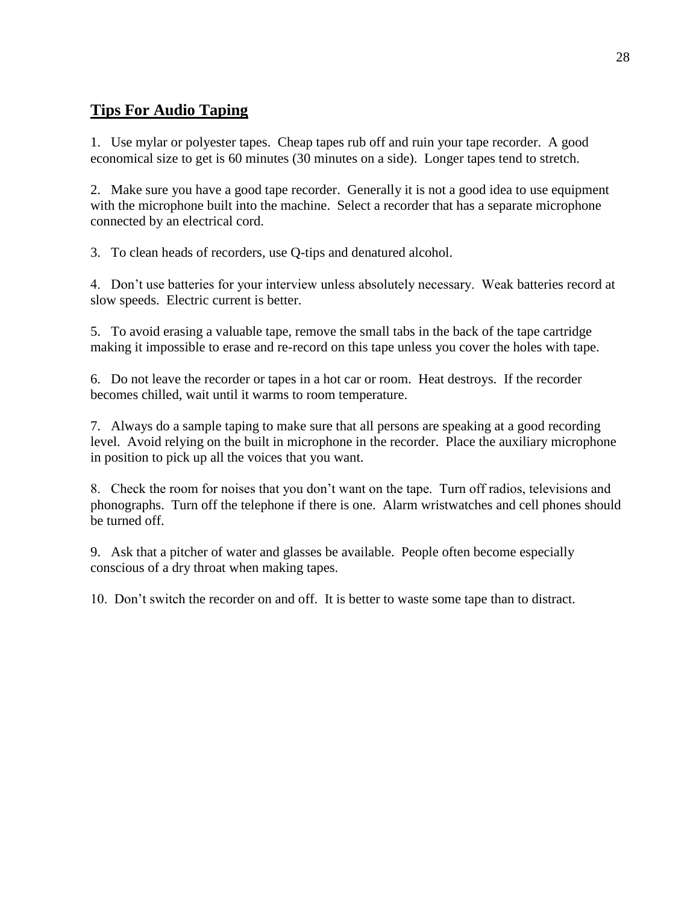## Tips For Audio Taping

1. Use mylar or polyester tapes. Cheap tapes rub off and ruin your tape recorder. A good economical size to get is 60 minutes (30 minutes on a side). Longer tapes tend to stretch.

2. Make sure you have a good tape recorder. Generally it is not a good idea to use equipment with the microphone built into the machine. Select a recorder that has a separate microphone connected by an electrical cord.

3. To clean heads of recorders, use Q-tips and denatured alcohol.

4. Don't use batteries for your interview unless absolutely necessary. Weak batteries record at slow speeds. Electric current is better.

5. To avoid erasing a valuable tape, remove the small tabs in the back of the tape cartridge making it impossible to erase and re-record on this tape unless you cover the holes with tape.

6. Do not leave the recorder or tapes in a hot car or room. Heat destroys. If the recorder becomes chilled, wait until it warms to room temperature.

7. Always do a sample taping to make sure that all persons are speaking at a good recording level. Avoid relying on the built in microphone in the recorder. Place the auxiliary microphone in position to pick up all the voices that you want.

8. Check the room for noises that you don't want on the tape. Turn off radios, televisions and phonographs. Turn off the telephone if there is one. Alarm wristwatches and cell phones should be turned off.

9. Ask that a pitcher of water and glasses be available. People often become especially conscious of a dry throat when making tapes.

10. Don't switch the recorder on and off. It is better to waste some tape than to distract.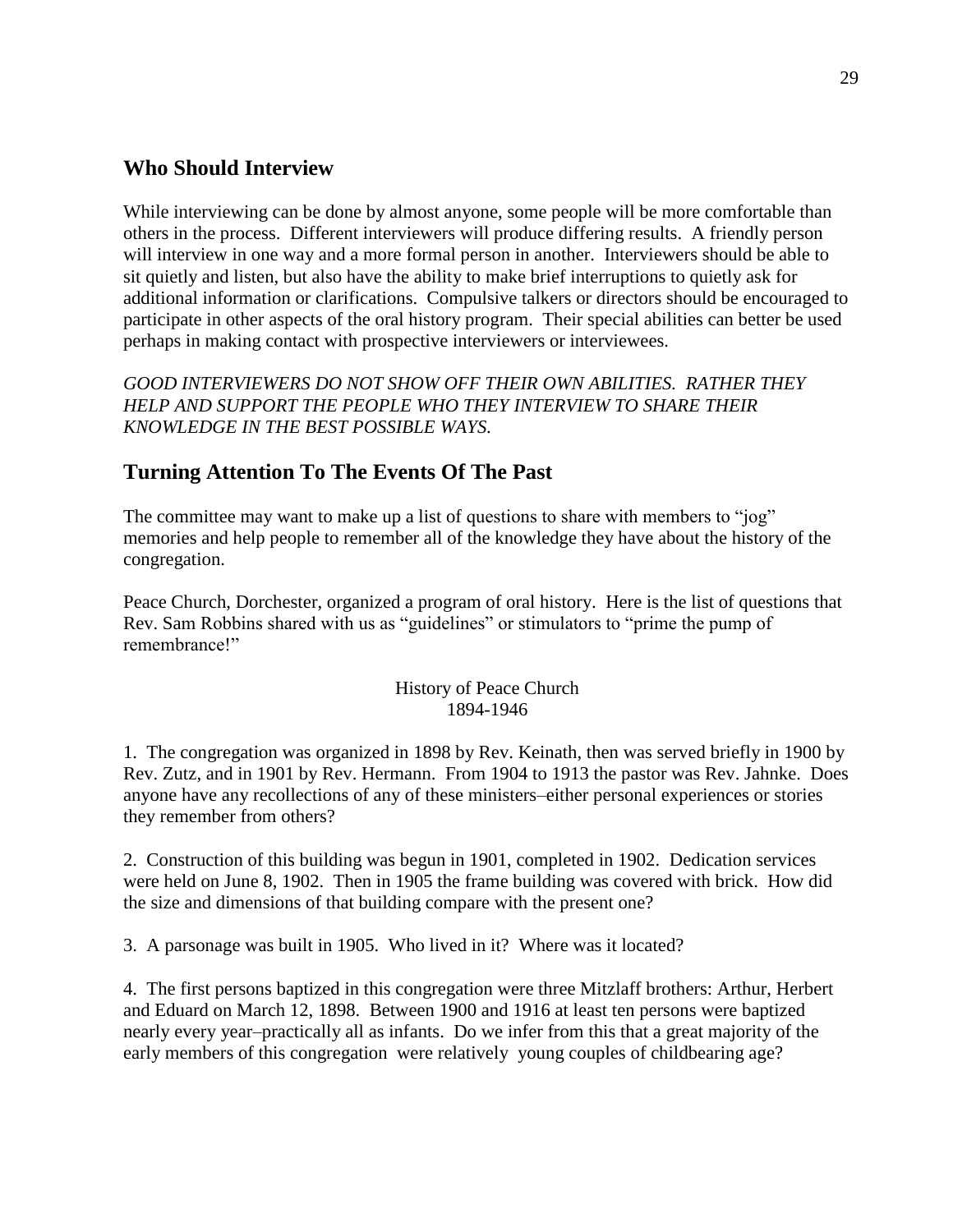## Who Should Interview

While interviewing can be done by almost anyone, some people will be more comfortable than others in the process. Different interviewers will produce differing results. A friendly person will interview in one way and a more formal person in another. Interviewers should be able to sit quietly and listen, but also have the ability to make brief interruptions to quietly ask for additional information or clarifications. Compulsive talkers or directors should be encouraged to participate in other aspects of the oral history program. Their special abilities can better be used perhaps in making contact with prospective interviewers or interviewees.

*GOOD INTERVIEWERS DO NOT SHOW OFF THEIR OWN ABILITIES. RATHER THEY HELP AND SUPPORT THE PEOPLE WHO THEY INTERVIEW TO SHARE THEIR KNOWLEDGE IN THE BEST POSSIBLE WAYS.*

## Turning Attention To The Events Of The Past

The committee may want to make up a list of questions to share with members to "jog" memories and help people to remember all of the knowledge they have about the history of the congregation.

Peace Church, Dorchester, organized a program of oral history. Here is the list of questions that Rev. Sam Robbins shared with us as "guidelines" or stimulators to "prime the pump of remembrance!"

History of Peace Church
1894-1946

1. The congregation was organized in 1898 by Rev. Keinath, then was served briefly in 1900 by Rev. Zutz, and in 1901 by Rev. Hermann. From 1904 to 1913 the pastor was Rev. Jahnke. Does anyone have any recollections of any of these ministers–either personal experiences or stories they remember from others?

2. Construction of this building was begun in 1901, completed in 1902. Dedication services were held on June 8, 1902. Then in 1905 the frame building was covered with brick. How did the size and dimensions of that building compare with the present one?

3. A parsonage was built in 1905. Who lived in it? Where was it located?

4. The first persons baptized in this congregation were three Mitzlaff brothers: Arthur, Herbert and Eduard on March 12, 1898. Between 1900 and 1916 at least ten persons were baptized nearly every year–practically all as infants. Do we infer from this that a great majority of the early members of this congregation were relatively young couples of childbearing age?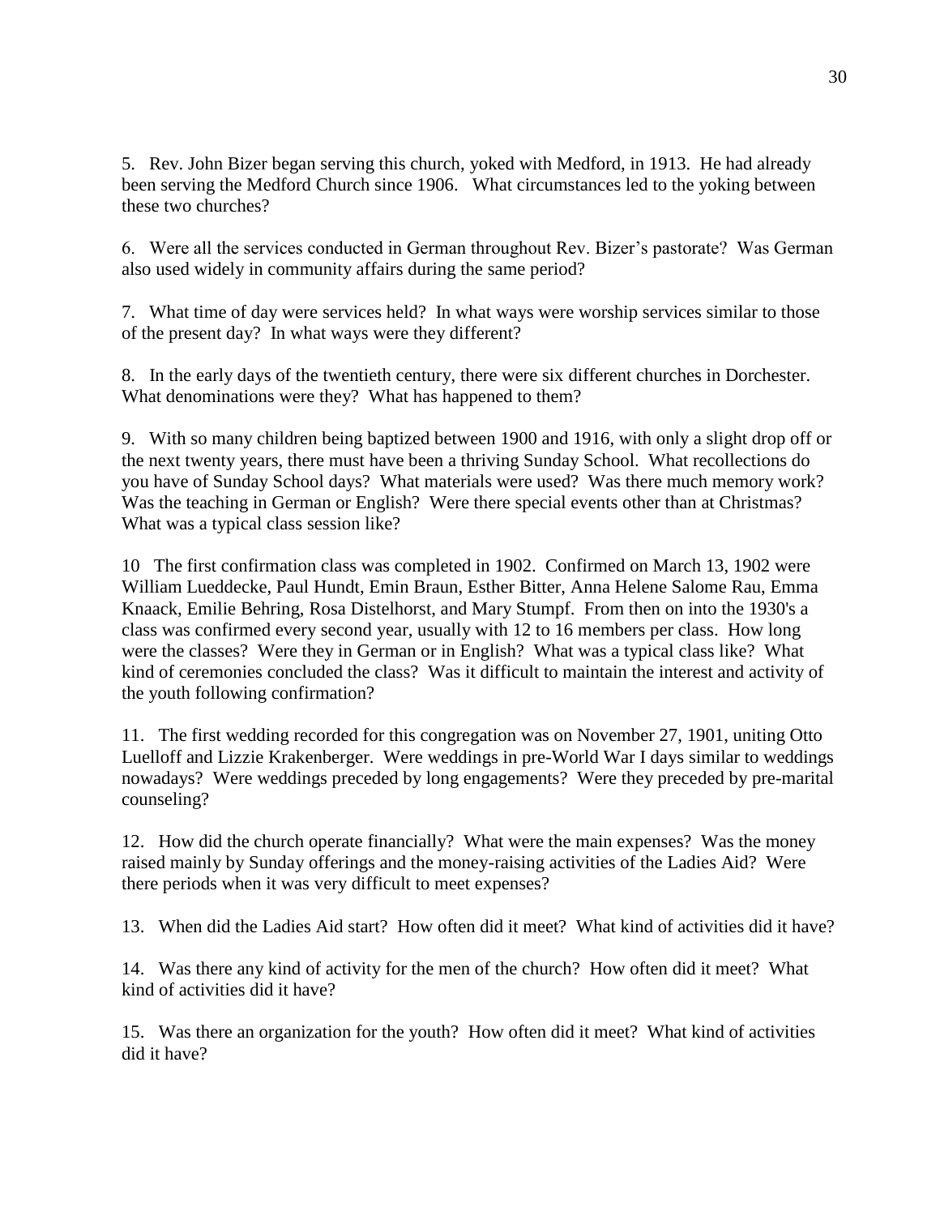5. Rev. John Bizer began serving this church, yoked with Medford, in 1913. He had already been serving the Medford Church since 1906. What circumstances led to the yoking between these two churches?

6. Were all the services conducted in German throughout Rev. Bizer's pastorate? Was German also used widely in community affairs during the same period?

7. What time of day were services held? In what ways were worship services similar to those of the present day? In what ways were they different?

8. In the early days of the twentieth century, there were six different churches in Dorchester. What denominations were they? What has happened to them?

9. With so many children being baptized between 1900 and 1916, with only a slight drop off or the next twenty years, there must have been a thriving Sunday School. What recollections do you have of Sunday School days? What materials were used? Was there much memory work? Was the teaching in German or English? Were there special events other than at Christmas? What was a typical class session like?

10 The first confirmation class was completed in 1902. Confirmed on March 13, 1902 were William Lueddecke, Paul Hundt, Emin Braun, Esther Bitter, Anna Helene Salome Rau, Emma Knaack, Emilie Behring, Rosa Distelhorst, and Mary Stumpf. From then on into the 1930's a class was confirmed every second year, usually with 12 to 16 members per class. How long were the classes? Were they in German or in English? What was a typical class like? What kind of ceremonies concluded the class? Was it difficult to maintain the interest and activity of the youth following confirmation?

11. The first wedding recorded for this congregation was on November 27, 1901, uniting Otto Luelloff and Lizzie Krakenberger. Were weddings in pre-World War I days similar to weddings nowadays? Were weddings preceded by long engagements? Were they preceded by pre-marital counseling?

12. How did the church operate financially? What were the main expenses? Was the money raised mainly by Sunday offerings and the money-raising activities of the Ladies Aid? Were there periods when it was very difficult to meet expenses?

13. When did the Ladies Aid start? How often did it meet? What kind of activities did it have?

14. Was there any kind of activity for the men of the church? How often did it meet? What kind of activities did it have?

15. Was there an organization for the youth? How often did it meet? What kind of activities did it have?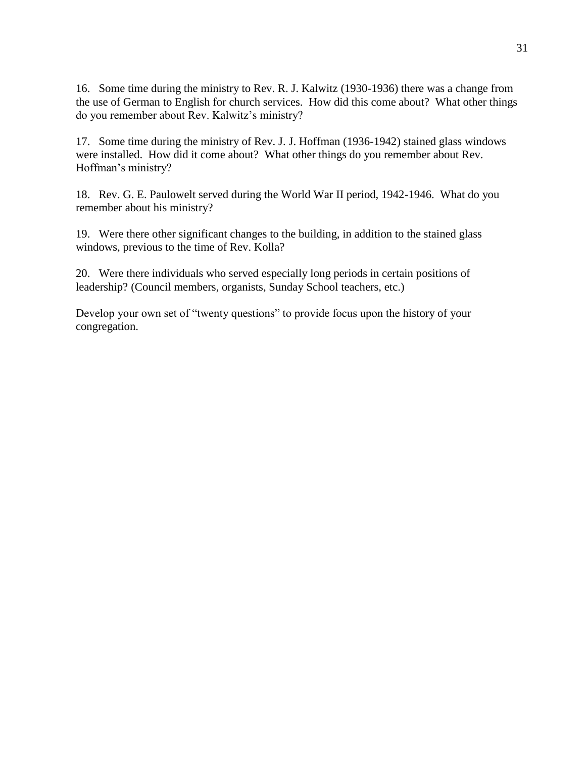16. Some time during the ministry to Rev. R. J. Kalwitz (1930-1936) there was a change from the use of German to English for church services. How did this come about? What other things do you remember about Rev. Kalwitz's ministry?

17. Some time during the ministry of Rev. J. J. Hoffman (1936-1942) stained glass windows were installed. How did it come about? What other things do you remember about Rev. Hoffman's ministry?

18. Rev. G. E. Paulowelt served during the World War II period, 1942-1946. What do you remember about his ministry?

19. Were there other significant changes to the building, in addition to the stained glass windows, previous to the time of Rev. Kolla?

20. Were there individuals who served especially long periods in certain positions of leadership? (Council members, organists, Sunday School teachers, etc.)

Develop your own set of "twenty questions" to provide focus upon the history of your congregation.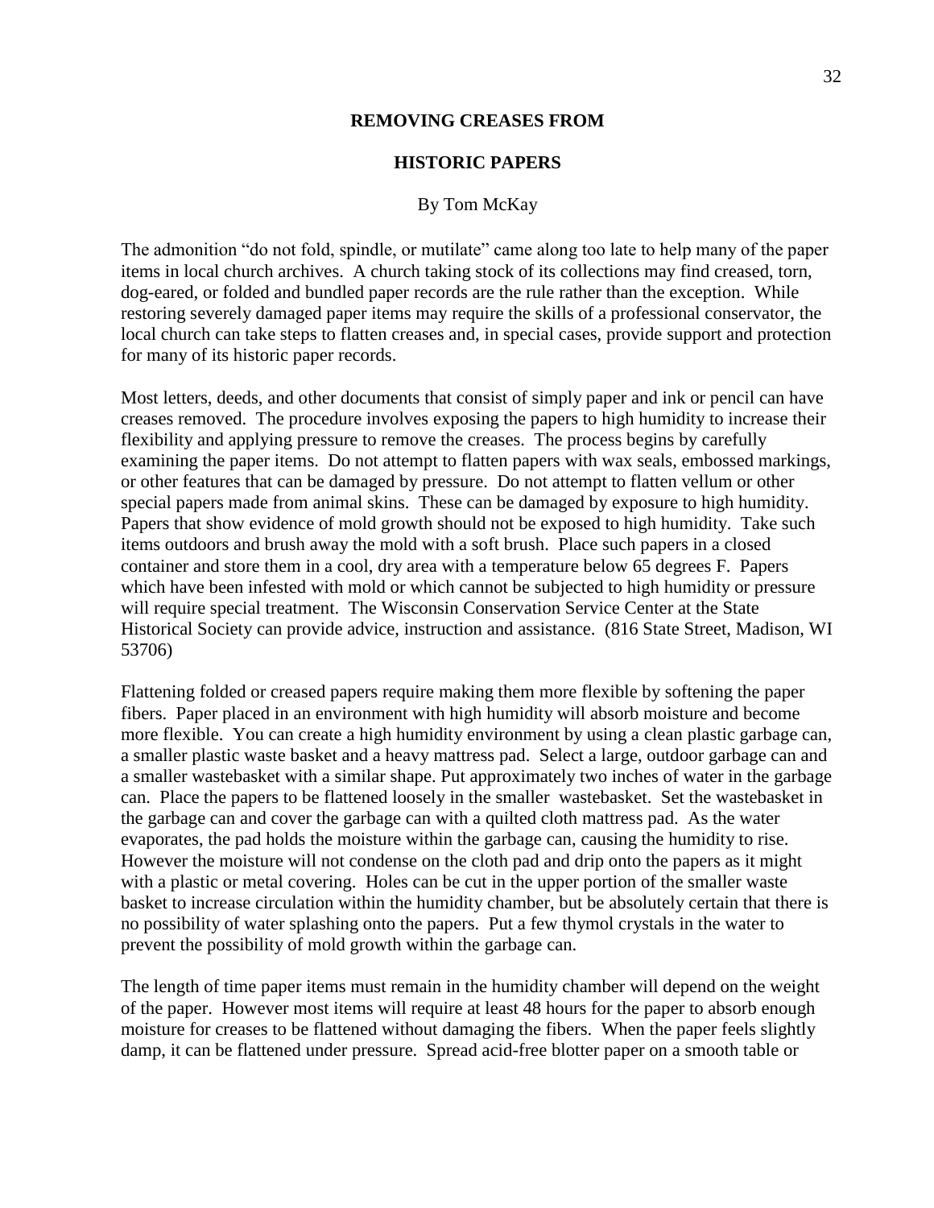## REMOVING CREASES FROM

## HISTORIC PAPERS

By Tom McKay

The admonition "do not fold, spindle, or mutilate" came along too late to help many of the paper items in local church archives. A church taking stock of its collections may find creased, torn, dog-eared, or folded and bundled paper records are the rule rather than the exception. While restoring severely damaged paper items may require the skills of a professional conservator, the local church can take steps to flatten creases and, in special cases, provide support and protection for many of its historic paper records.

Most letters, deeds, and other documents that consist of simply paper and ink or pencil can have creases removed. The procedure involves exposing the papers to high humidity to increase their flexibility and applying pressure to remove the creases. The process begins by carefully examining the paper items. Do not attempt to flatten papers with wax seals, embossed markings, or other features that can be damaged by pressure. Do not attempt to flatten vellum or other special papers made from animal skins. These can be damaged by exposure to high humidity. Papers that show evidence of mold growth should not be exposed to high humidity. Take such items outdoors and brush away the mold with a soft brush. Place such papers in a closed container and store them in a cool, dry area with a temperature below 65 degrees F. Papers which have been infested with mold or which cannot be subjected to high humidity or pressure will require special treatment. The Wisconsin Conservation Service Center at the State Historical Society can provide advice, instruction and assistance. (816 State Street, Madison, WI 53706)

Flattening folded or creased papers require making them more flexible by softening the paper fibers. Paper placed in an environment with high humidity will absorb moisture and become more flexible. You can create a high humidity environment by using a clean plastic garbage can, a smaller plastic waste basket and a heavy mattress pad. Select a large, outdoor garbage can and a smaller wastebasket with a similar shape. Put approximately two inches of water in the garbage can. Place the papers to be flattened loosely in the smaller wastebasket. Set the wastebasket in the garbage can and cover the garbage can with a quilted cloth mattress pad. As the water evaporates, the pad holds the moisture within the garbage can, causing the humidity to rise. However the moisture will not condense on the cloth pad and drip onto the papers as it might with a plastic or metal covering. Holes can be cut in the upper portion of the smaller waste basket to increase circulation within the humidity chamber, but be absolutely certain that there is no possibility of water splashing onto the papers. Put a few thymol crystals in the water to prevent the possibility of mold growth within the garbage can.

The length of time paper items must remain in the humidity chamber will depend on the weight of the paper. However most items will require at least 48 hours for the paper to absorb enough moisture for creases to be flattened without damaging the fibers. When the paper feels slightly damp, it can be flattened under pressure. Spread acid-free blotter paper on a smooth table or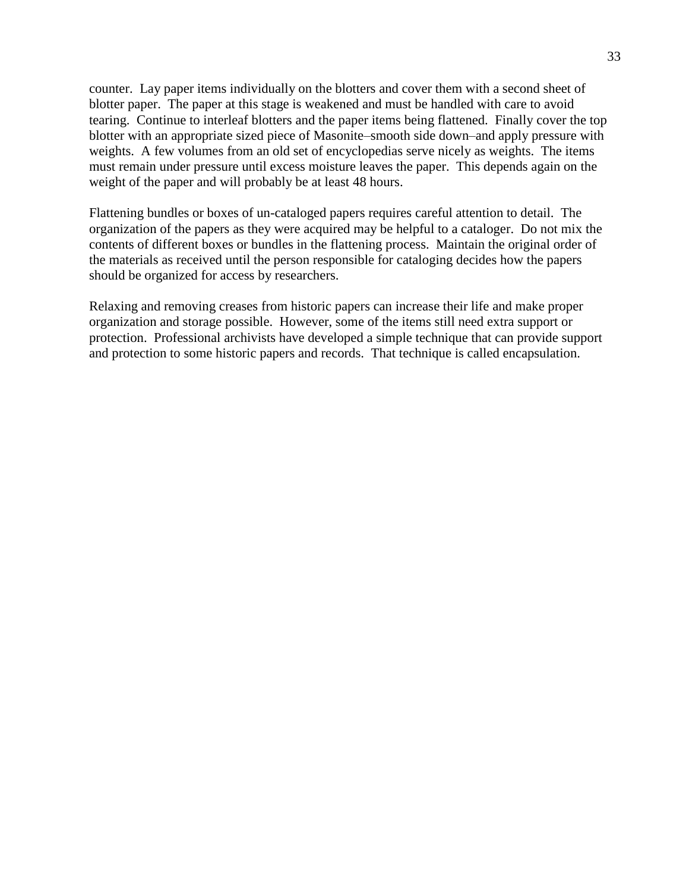counter. Lay paper items individually on the blotters and cover them with a second sheet of blotter paper. The paper at this stage is weakened and must be handled with care to avoid tearing. Continue to interleaf blotters and the paper items being flattened. Finally cover the top blotter with an appropriate sized piece of Masonite–smooth side down–and apply pressure with weights. A few volumes from an old set of encyclopedias serve nicely as weights. The items must remain under pressure until excess moisture leaves the paper. This depends again on the weight of the paper and will probably be at least 48 hours.

Flattening bundles or boxes of un-cataloged papers requires careful attention to detail. The organization of the papers as they were acquired may be helpful to a cataloger. Do not mix the contents of different boxes or bundles in the flattening process. Maintain the original order of the materials as received until the person responsible for cataloging decides how the papers should be organized for access by researchers.

Relaxing and removing creases from historic papers can increase their life and make proper organization and storage possible. However, some of the items still need extra support or protection. Professional archivists have developed a simple technique that can provide support and protection to some historic papers and records. That technique is called encapsulation.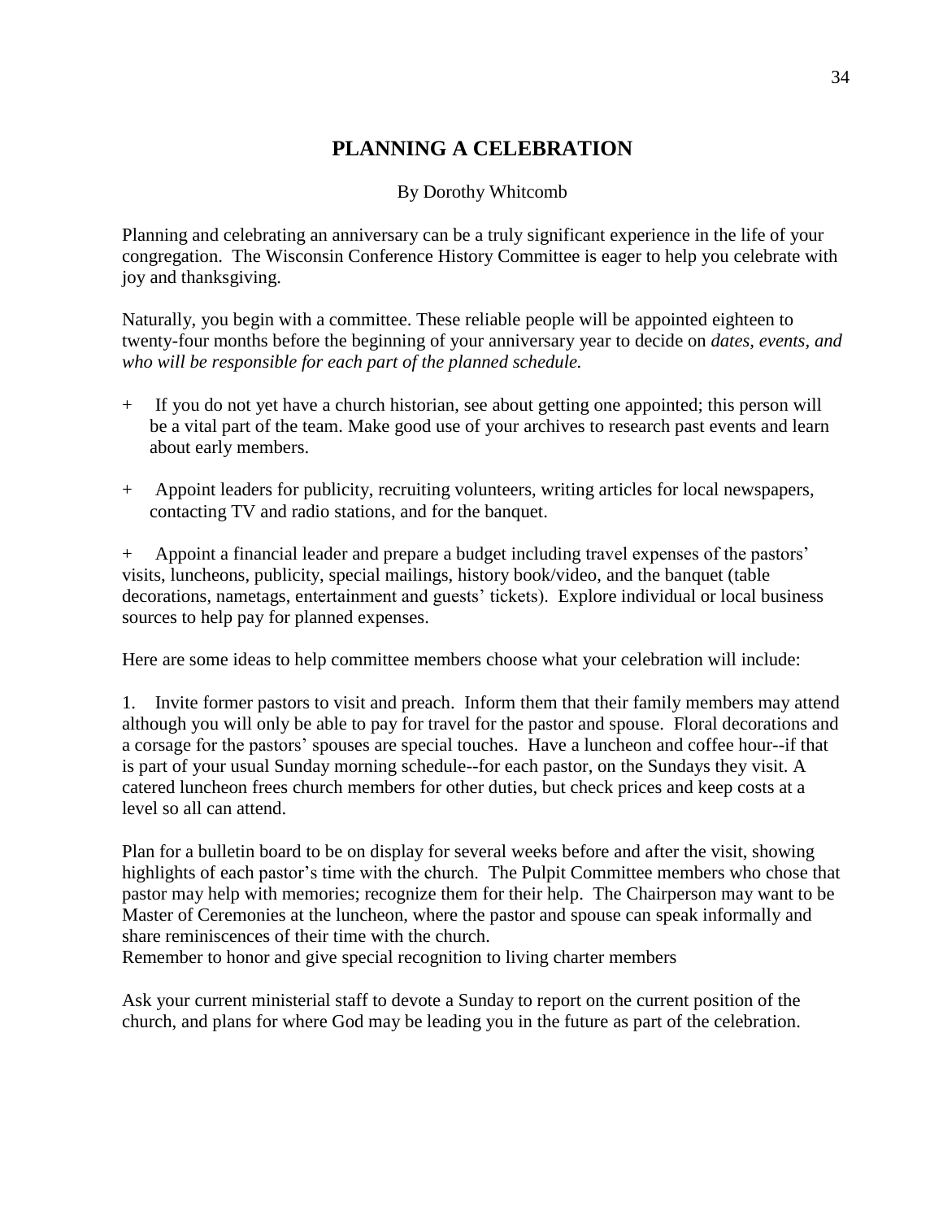# PLANNING A CELEBRATION

By Dorothy Whitcomb

Planning and celebrating an anniversary can be a truly significant experience in the life of your congregation. The Wisconsin Conference History Committee is eager to help you celebrate with joy and thanksgiving.

Naturally, you begin with a committee. These reliable people will be appointed eighteen to twenty-four months before the beginning of your anniversary year to decide on *dates, events, and who will be responsible for each part of the planned schedule.*

+ If you do not yet have a church historian, see about getting one appointed; this person will be a vital part of the team. Make good use of your archives to research past events and learn about early members.

+ Appoint leaders for publicity, recruiting volunteers, writing articles for local newspapers, contacting TV and radio stations, and for the banquet.

+ Appoint a financial leader and prepare a budget including travel expenses of the pastors' visits, luncheons, publicity, special mailings, history book/video, and the banquet (table decorations, nametags, entertainment and guests' tickets). Explore individual or local business sources to help pay for planned expenses.

Here are some ideas to help committee members choose what your celebration will include:

1. Invite former pastors to visit and preach. Inform them that their family members may attend although you will only be able to pay for travel for the pastor and spouse. Floral decorations and a corsage for the pastors' spouses are special touches. Have a luncheon and coffee hour--if that is part of your usual Sunday morning schedule--for each pastor, on the Sundays they visit. A catered luncheon frees church members for other duties, but check prices and keep costs at a level so all can attend.

Plan for a bulletin board to be on display for several weeks before and after the visit, showing highlights of each pastor's time with the church. The Pulpit Committee members who chose that pastor may help with memories; recognize them for their help. The Chairperson may want to be Master of Ceremonies at the luncheon, where the pastor and spouse can speak informally and share reminiscences of their time with the church.
Remember to honor and give special recognition to living charter members

Ask your current ministerial staff to devote a Sunday to report on the current position of the church, and plans for where God may be leading you in the future as part of the celebration.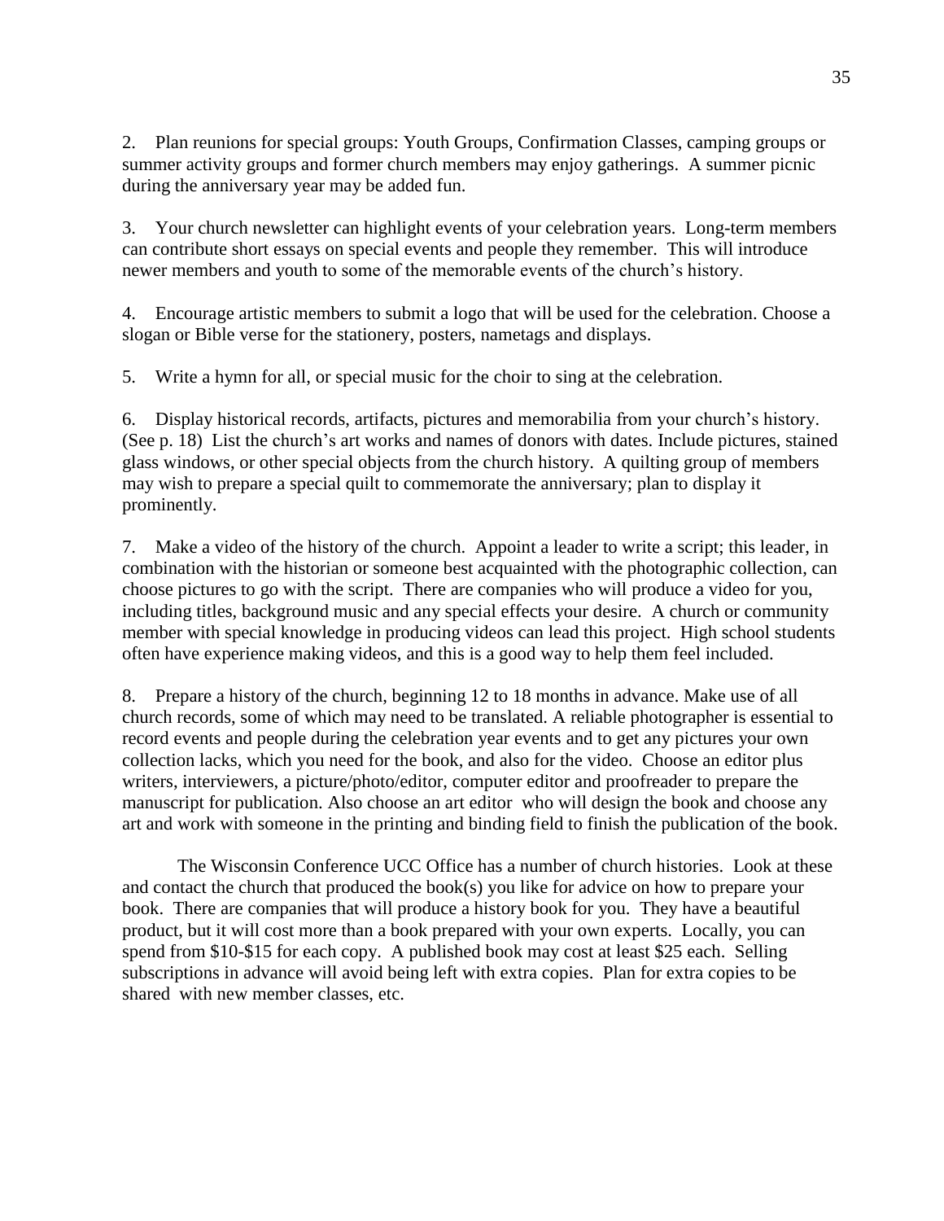2. Plan reunions for special groups: Youth Groups, Confirmation Classes, camping groups or summer activity groups and former church members may enjoy gatherings. A summer picnic during the anniversary year may be added fun.

3. Your church newsletter can highlight events of your celebration years. Long-term members can contribute short essays on special events and people they remember. This will introduce newer members and youth to some of the memorable events of the church's history.

4. Encourage artistic members to submit a logo that will be used for the celebration. Choose a slogan or Bible verse for the stationery, posters, nametags and displays.

5. Write a hymn for all, or special music for the choir to sing at the celebration.

6. Display historical records, artifacts, pictures and memorabilia from your church's history. (See p. 18) List the church's art works and names of donors with dates. Include pictures, stained glass windows, or other special objects from the church history. A quilting group of members may wish to prepare a special quilt to commemorate the anniversary; plan to display it prominently.

7. Make a video of the history of the church. Appoint a leader to write a script; this leader, in combination with the historian or someone best acquainted with the photographic collection, can choose pictures to go with the script. There are companies who will produce a video for you, including titles, background music and any special effects your desire. A church or community member with special knowledge in producing videos can lead this project. High school students often have experience making videos, and this is a good way to help them feel included.

8. Prepare a history of the church, beginning 12 to 18 months in advance. Make use of all church records, some of which may need to be translated. A reliable photographer is essential to record events and people during the celebration year events and to get any pictures your own collection lacks, which you need for the book, and also for the video. Choose an editor plus writers, interviewers, a picture/photo/editor, computer editor and proofreader to prepare the manuscript for publication. Also choose an art editor who will design the book and choose any art and work with someone in the printing and binding field to finish the publication of the book.

The Wisconsin Conference UCC Office has a number of church histories. Look at these and contact the church that produced the book(s) you like for advice on how to prepare your book. There are companies that will produce a history book for you. They have a beautiful product, but it will cost more than a book prepared with your own experts. Locally, you can spend from $10-$15 for each copy. A published book may cost at least $25 each. Selling subscriptions in advance will avoid being left with extra copies. Plan for extra copies to be shared with new member classes, etc.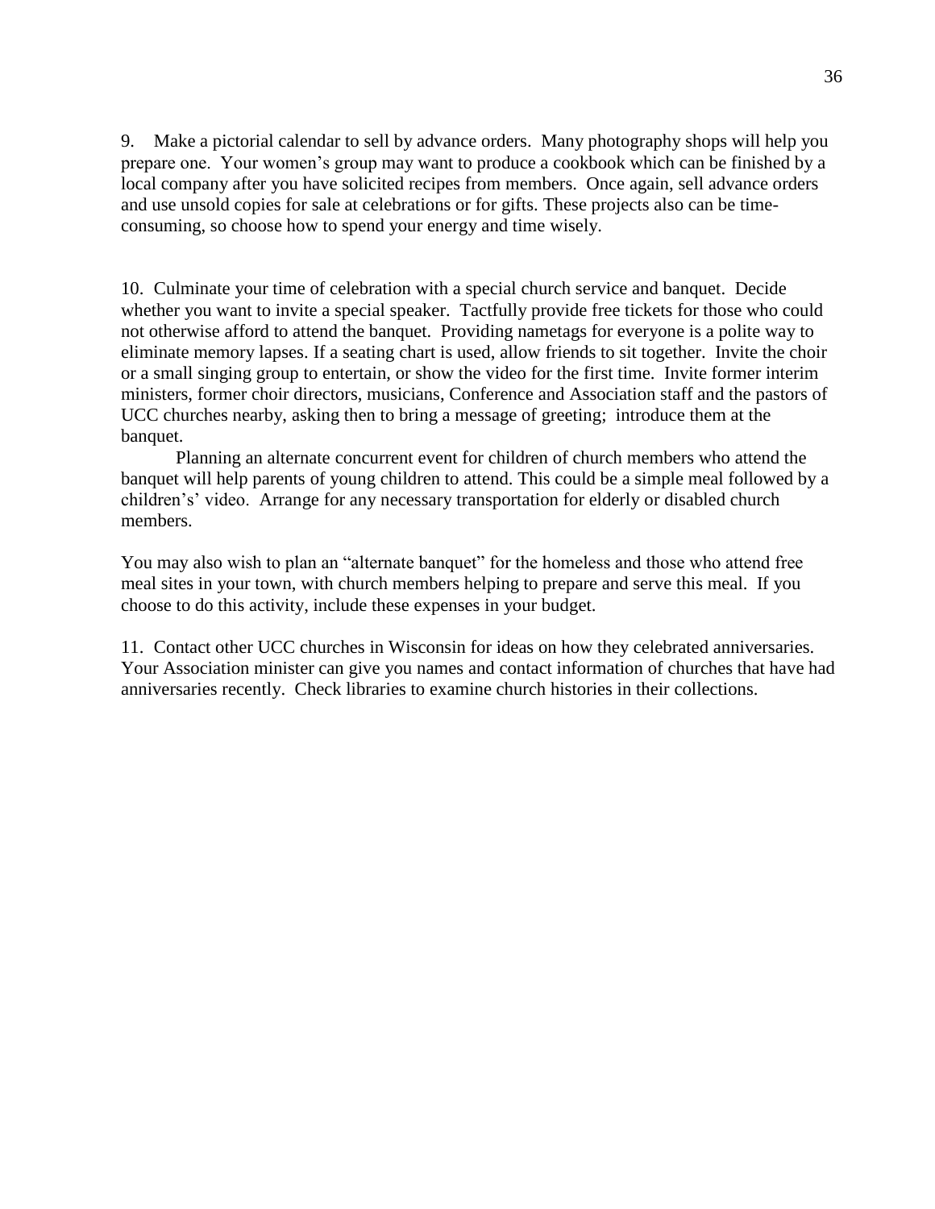9. Make a pictorial calendar to sell by advance orders. Many photography shops will help you prepare one. Your women's group may want to produce a cookbook which can be finished by a local company after you have solicited recipes from members. Once again, sell advance orders and use unsold copies for sale at celebrations or for gifts. These projects also can be time-consuming, so choose how to spend your energy and time wisely.

10. Culminate your time of celebration with a special church service and banquet. Decide whether you want to invite a special speaker. Tactfully provide free tickets for those who could not otherwise afford to attend the banquet. Providing nametags for everyone is a polite way to eliminate memory lapses. If a seating chart is used, allow friends to sit together. Invite the choir or a small singing group to entertain, or show the video for the first time. Invite former interim ministers, former choir directors, musicians, Conference and Association staff and the pastors of UCC churches nearby, asking then to bring a message of greeting; introduce them at the banquet.

Planning an alternate concurrent event for children of church members who attend the banquet will help parents of young children to attend. This could be a simple meal followed by a children's' video. Arrange for any necessary transportation for elderly or disabled church members.

You may also wish to plan an "alternate banquet" for the homeless and those who attend free meal sites in your town, with church members helping to prepare and serve this meal. If you choose to do this activity, include these expenses in your budget.

11. Contact other UCC churches in Wisconsin for ideas on how they celebrated anniversaries. Your Association minister can give you names and contact information of churches that have had anniversaries recently. Check libraries to examine church histories in their collections.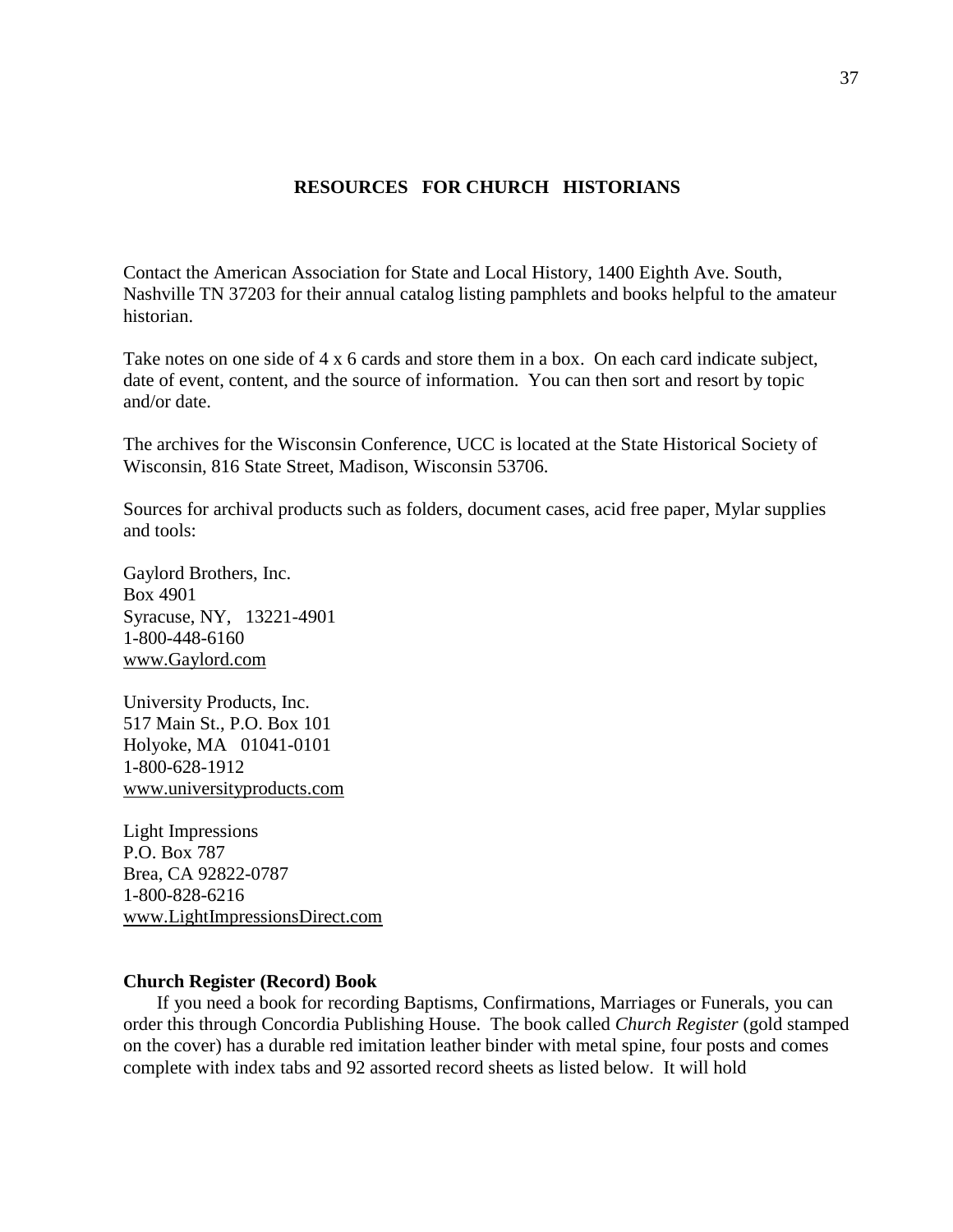## RESOURCES FOR CHURCH HISTORIANS

Contact the American Association for State and Local History, 1400 Eighth Ave. South, Nashville TN 37203 for their annual catalog listing pamphlets and books helpful to the amateur historian.

Take notes on one side of 4 x 6 cards and store them in a box. On each card indicate subject, date of event, content, and the source of information. You can then sort and resort by topic and/or date.

The archives for the Wisconsin Conference, UCC is located at the State Historical Society of Wisconsin, 816 State Street, Madison, Wisconsin 53706.

Sources for archival products such as folders, document cases, acid free paper, Mylar supplies and tools:

Gaylord Brothers, Inc.
Box 4901
Syracuse, NY, 13221-4901
1-800-448-6160
www.Gaylord.com

University Products, Inc.
517 Main St., P.O. Box 101
Holyoke, MA 01041-0101
1-800-628-1912
www.universityproducts.com

Light Impressions
P.O. Box 787
Brea, CA 92822-0787
1-800-828-6216
www.LightImpressionsDirect.com

**Church Register (Record) Book**

If you need a book for recording Baptisms, Confirmations, Marriages or Funerals, you can order this through Concordia Publishing House. The book called *Church Register* (gold stamped on the cover) has a durable red imitation leather binder with metal spine, four posts and comes complete with index tabs and 92 assorted record sheets as listed below. It will hold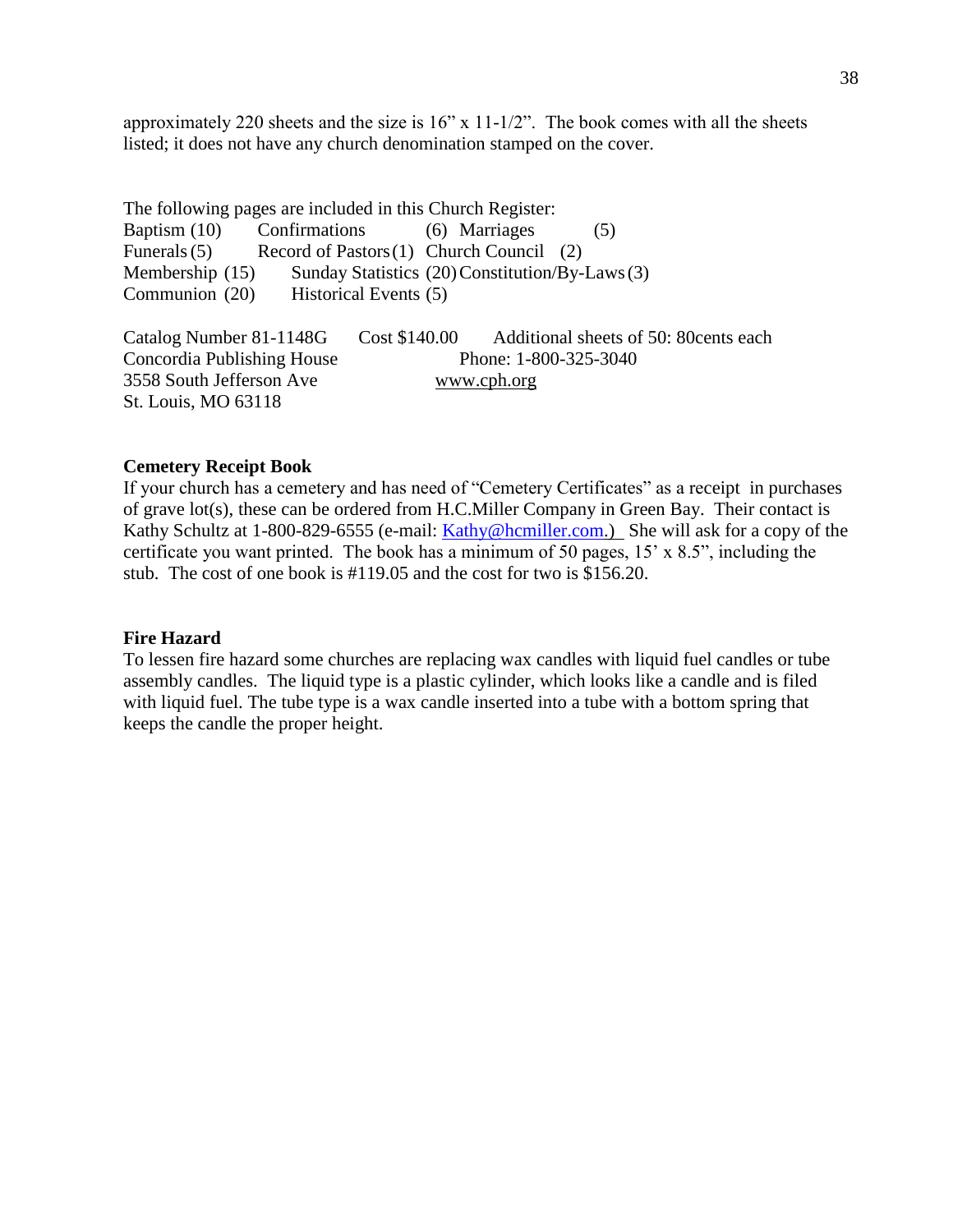approximately 220 sheets and the size is 16" x 11-1/2". The book comes with all the sheets listed; it does not have any church denomination stamped on the cover.

The following pages are included in this Church Register:

| | | |
|---|---|---|
| Baptism (10) | Confirmations (6) | Marriages (5) |
| Funerals (5) | Record of Pastors (1) | Church Council (2) |
| Membership (15) | Sunday Statistics (20) | Constitution/By-Laws (3) |
| Communion (20) | Historical Events (5) | |

Catalog Number 81-1148G   Cost $140.00   Additional sheets of 50: 80cents each

Concordia Publishing House   Phone: 1-800-325-3040
3558 South Jefferson Ave   www.cph.org
St. Louis, MO 63118

**Cemetery Receipt Book**

If your church has a cemetery and has need of "Cemetery Certificates" as a receipt in purchases of grave lot(s), these can be ordered from H.C.Miller Company in Green Bay. Their contact is Kathy Schultz at 1-800-829-6555 (e-mail: Kathy@hcmiller.com.) She will ask for a copy of the certificate you want printed. The book has a minimum of 50 pages, 15' x 8.5", including the stub. The cost of one book is #119.05 and the cost for two is $156.20.

**Fire Hazard**

To lessen fire hazard some churches are replacing wax candles with liquid fuel candles or tube assembly candles. The liquid type is a plastic cylinder, which looks like a candle and is filed with liquid fuel. The tube type is a wax candle inserted into a tube with a bottom spring that keeps the candle the proper height.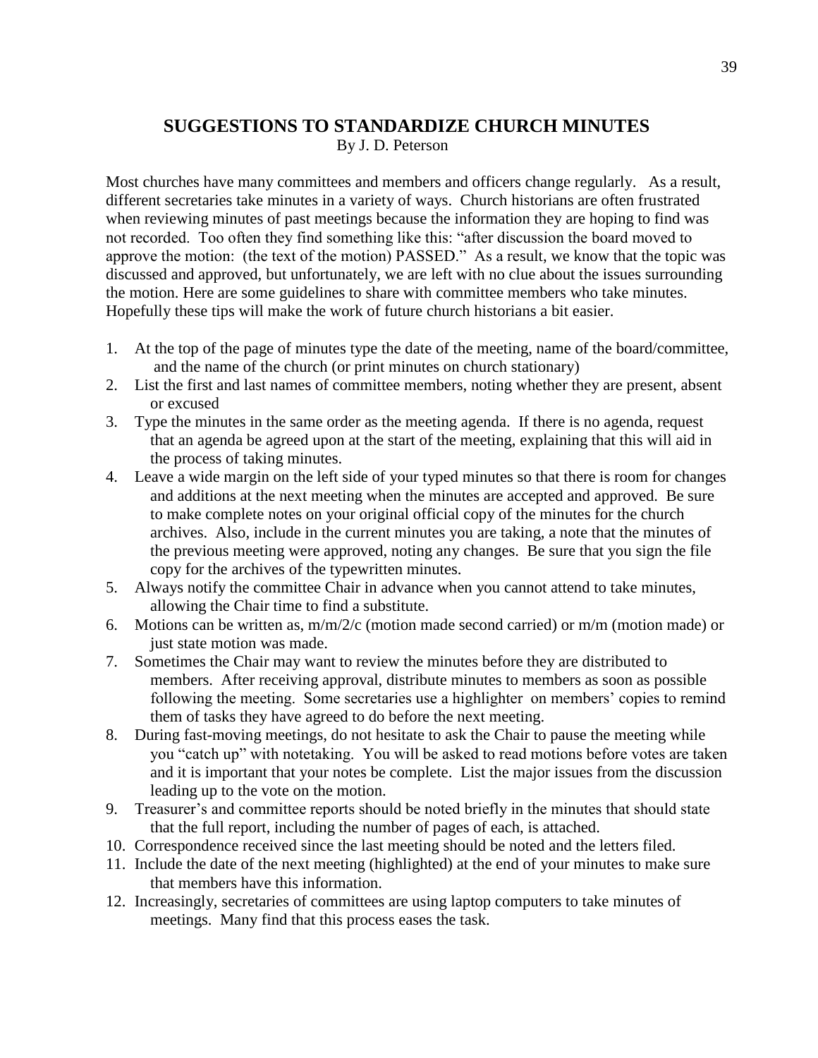## SUGGESTIONS TO STANDARDIZE CHURCH MINUTES

By J. D. Peterson

Most churches have many committees and members and officers change regularly. As a result, different secretaries take minutes in a variety of ways. Church historians are often frustrated when reviewing minutes of past meetings because the information they are hoping to find was not recorded. Too often they find something like this: "after discussion the board moved to approve the motion: (the text of the motion) PASSED." As a result, we know that the topic was discussed and approved, but unfortunately, we are left with no clue about the issues surrounding the motion. Here are some guidelines to share with committee members who take minutes. Hopefully these tips will make the work of future church historians a bit easier.

1. At the top of the page of minutes type the date of the meeting, name of the board/committee, and the name of the church (or print minutes on church stationary)
2. List the first and last names of committee members, noting whether they are present, absent or excused
3. Type the minutes in the same order as the meeting agenda. If there is no agenda, request that an agenda be agreed upon at the start of the meeting, explaining that this will aid in the process of taking minutes.
4. Leave a wide margin on the left side of your typed minutes so that there is room for changes and additions at the next meeting when the minutes are accepted and approved. Be sure to make complete notes on your original official copy of the minutes for the church archives. Also, include in the current minutes you are taking, a note that the minutes of the previous meeting were approved, noting any changes. Be sure that you sign the file copy for the archives of the typewritten minutes.
5. Always notify the committee Chair in advance when you cannot attend to take minutes, allowing the Chair time to find a substitute.
6. Motions can be written as, m/m/2/c (motion made second carried) or m/m (motion made) or just state motion was made.
7. Sometimes the Chair may want to review the minutes before they are distributed to members. After receiving approval, distribute minutes to members as soon as possible following the meeting. Some secretaries use a highlighter on members' copies to remind them of tasks they have agreed to do before the next meeting.
8. During fast-moving meetings, do not hesitate to ask the Chair to pause the meeting while you "catch up" with notetaking. You will be asked to read motions before votes are taken and it is important that your notes be complete. List the major issues from the discussion leading up to the vote on the motion.
9. Treasurer's and committee reports should be noted briefly in the minutes that should state that the full report, including the number of pages of each, is attached.
10. Correspondence received since the last meeting should be noted and the letters filed.
11. Include the date of the next meeting (highlighted) at the end of your minutes to make sure that members have this information.
12. Increasingly, secretaries of committees are using laptop computers to take minutes of meetings. Many find that this process eases the task.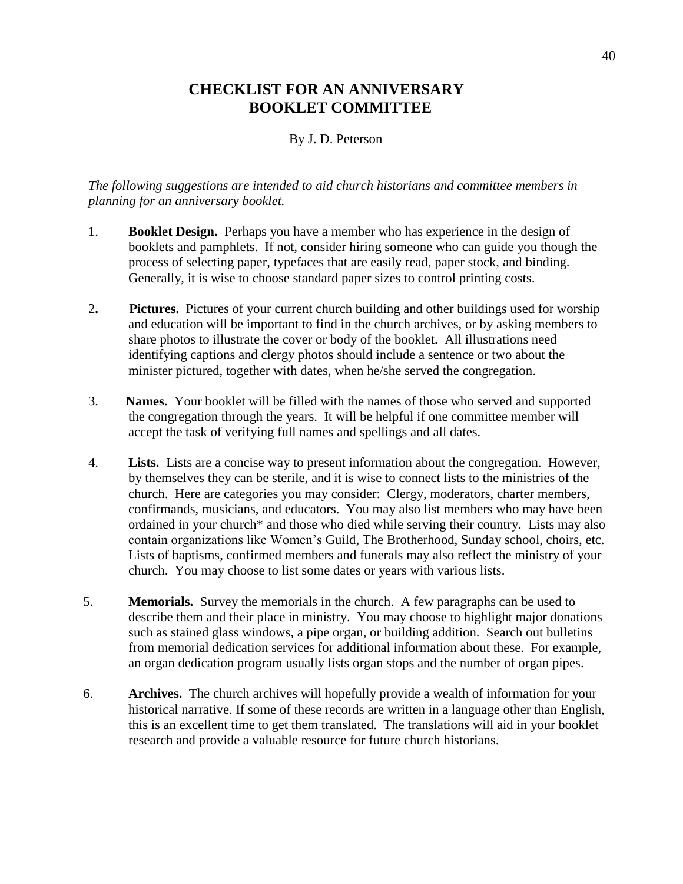# CHECKLIST FOR AN ANNIVERSARY BOOKLET COMMITTEE

By J. D. Peterson

*The following suggestions are intended to aid church historians and committee members in planning for an anniversary booklet.*

1. **Booklet Design.** Perhaps you have a member who has experience in the design of booklets and pamphlets. If not, consider hiring someone who can guide you though the process of selecting paper, typefaces that are easily read, paper stock, and binding. Generally, it is wise to choose standard paper sizes to control printing costs.

2. **Pictures.** Pictures of your current church building and other buildings used for worship and education will be important to find in the church archives, or by asking members to share photos to illustrate the cover or body of the booklet. All illustrations need identifying captions and clergy photos should include a sentence or two about the minister pictured, together with dates, when he/she served the congregation.

3. **Names.** Your booklet will be filled with the names of those who served and supported the congregation through the years. It will be helpful if one committee member will accept the task of verifying full names and spellings and all dates.

4. **Lists.** Lists are a concise way to present information about the congregation. However, by themselves they can be sterile, and it is wise to connect lists to the ministries of the church. Here are categories you may consider: Clergy, moderators, charter members, confirmands, musicians, and educators. You may also list members who may have been ordained in your church* and those who died while serving their country. Lists may also contain organizations like Women's Guild, The Brotherhood, Sunday school, choirs, etc. Lists of baptisms, confirmed members and funerals may also reflect the ministry of your church. You may choose to list some dates or years with various lists.

5. **Memorials.** Survey the memorials in the church. A few paragraphs can be used to describe them and their place in ministry. You may choose to highlight major donations such as stained glass windows, a pipe organ, or building addition. Search out bulletins from memorial dedication services for additional information about these. For example, an organ dedication program usually lists organ stops and the number of organ pipes.

6. **Archives.** The church archives will hopefully provide a wealth of information for your historical narrative. If some of these records are written in a language other than English, this is an excellent time to get them translated. The translations will aid in your booklet research and provide a valuable resource for future church historians.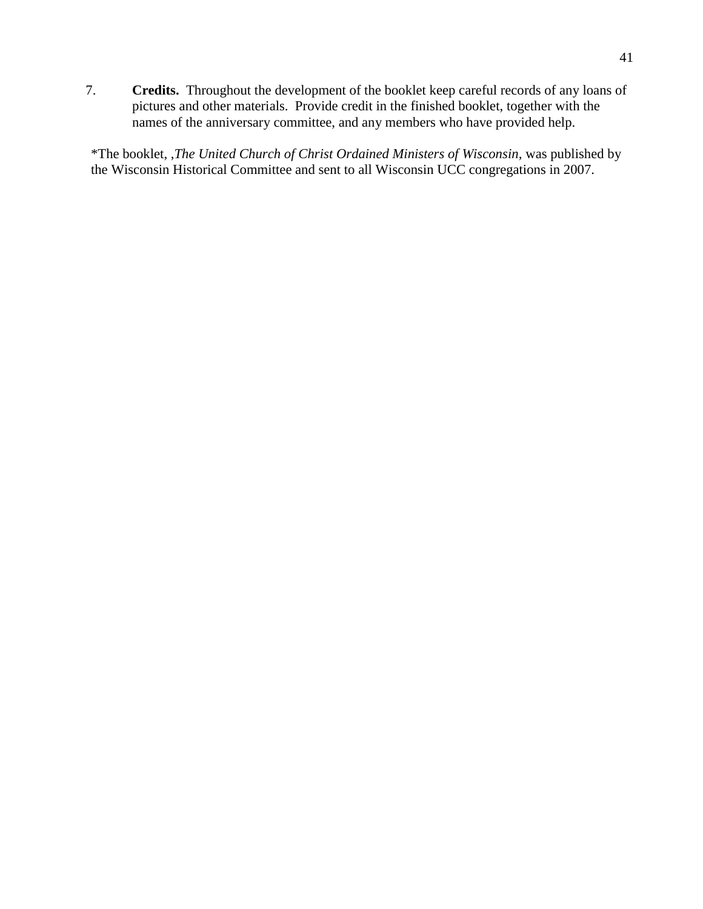7. **Credits.** Throughout the development of the booklet keep careful records of any loans of pictures and other materials. Provide credit in the finished booklet, together with the names of the anniversary committee, and any members who have provided help.

*The booklet, ,*The United Church of Christ Ordained Ministers of Wisconsin*, was published by the Wisconsin Historical Committee and sent to all Wisconsin UCC congregations in 2007.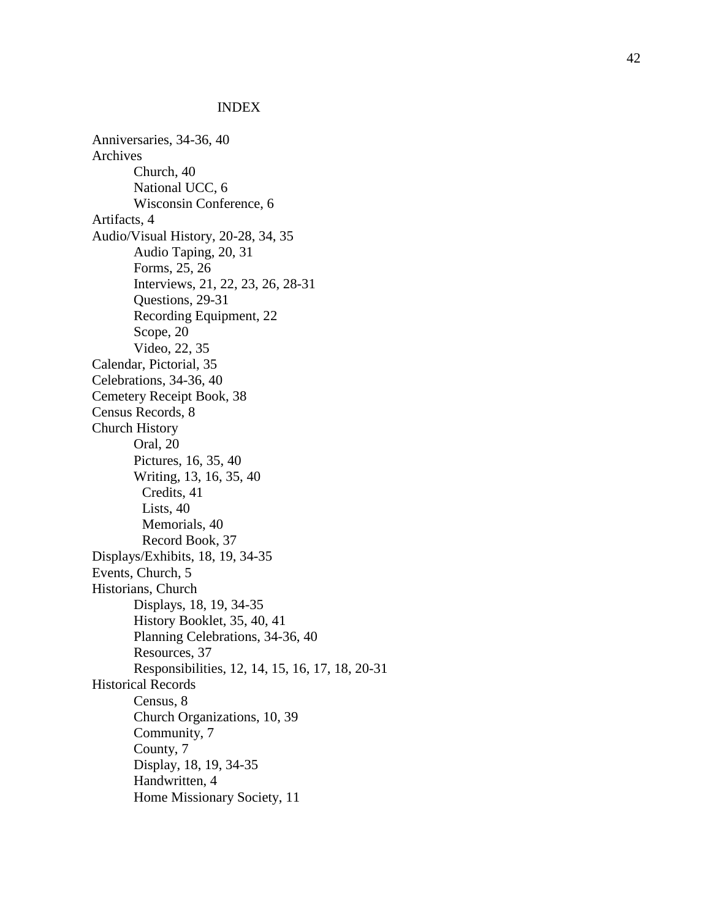# INDEX

Anniversaries, 34-36, 40
Archives
- Church, 40
- National UCC, 6
- Wisconsin Conference, 6

Artifacts, 4
Audio/Visual History, 20-28, 34, 35
- Audio Taping, 20, 31
- Forms, 25, 26
- Interviews, 21, 22, 23, 26, 28-31
- Questions, 29-31
- Recording Equipment, 22
- Scope, 20
- Video, 22, 35

Calendar, Pictorial, 35
Celebrations, 34-36, 40
Cemetery Receipt Book, 38
Census Records, 8
Church History
- Oral, 20
- Pictures, 16, 35, 40
- Writing, 13, 16, 35, 40
  - Credits, 41
  - Lists, 40
  - Memorials, 40
  - Record Book, 37

Displays/Exhibits, 18, 19, 34-35
Events, Church, 5
Historians, Church
- Displays, 18, 19, 34-35
- History Booklet, 35, 40, 41
- Planning Celebrations, 34-36, 40
- Resources, 37
- Responsibilities, 12, 14, 15, 16, 17, 18, 20-31

Historical Records
- Census, 8
- Church Organizations, 10, 39
- Community, 7
- County, 7
- Display, 18, 19, 34-35
- Handwritten, 4
- Home Missionary Society, 11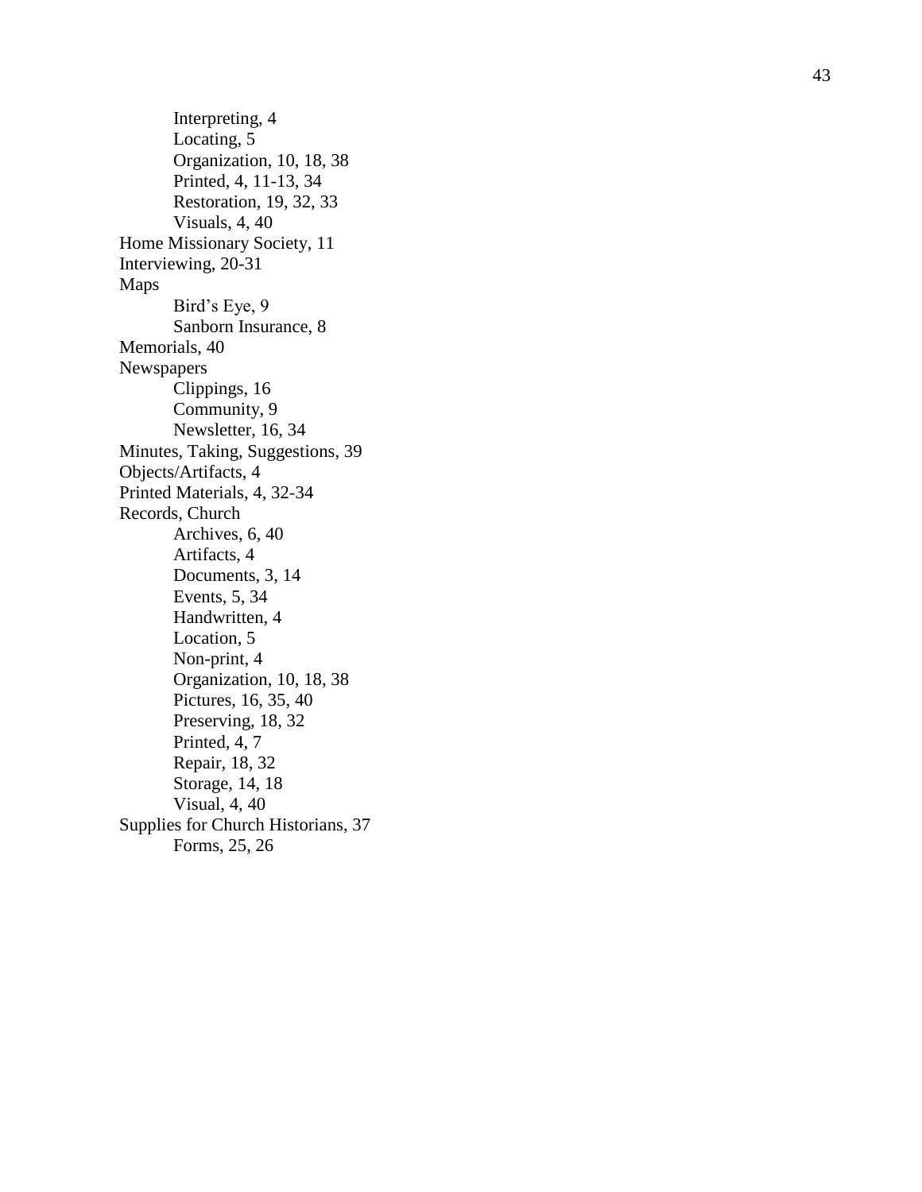- Interpreting, 4
- Locating, 5
- Organization, 10, 18, 38
- Printed, 4, 11-13, 34
- Restoration, 19, 32, 33
- Visuals, 4, 40

Home Missionary Society, 11

Interviewing, 20-31

Maps
- Bird's Eye, 9
- Sanborn Insurance, 8

Memorials, 40

Newspapers
- Clippings, 16
- Community, 9
- Newsletter, 16, 34

Minutes, Taking, Suggestions, 39

Objects/Artifacts, 4

Printed Materials, 4, 32-34

Records, Church
- Archives, 6, 40
- Artifacts, 4
- Documents, 3, 14
- Events, 5, 34
- Handwritten, 4
- Location, 5
- Non-print, 4
- Organization, 10, 18, 38
- Pictures, 16, 35, 40
- Preserving, 18, 32
- Printed, 4, 7
- Repair, 18, 32
- Storage, 14, 18
- Visual, 4, 40

Supplies for Church Historians, 37
- Forms, 25, 26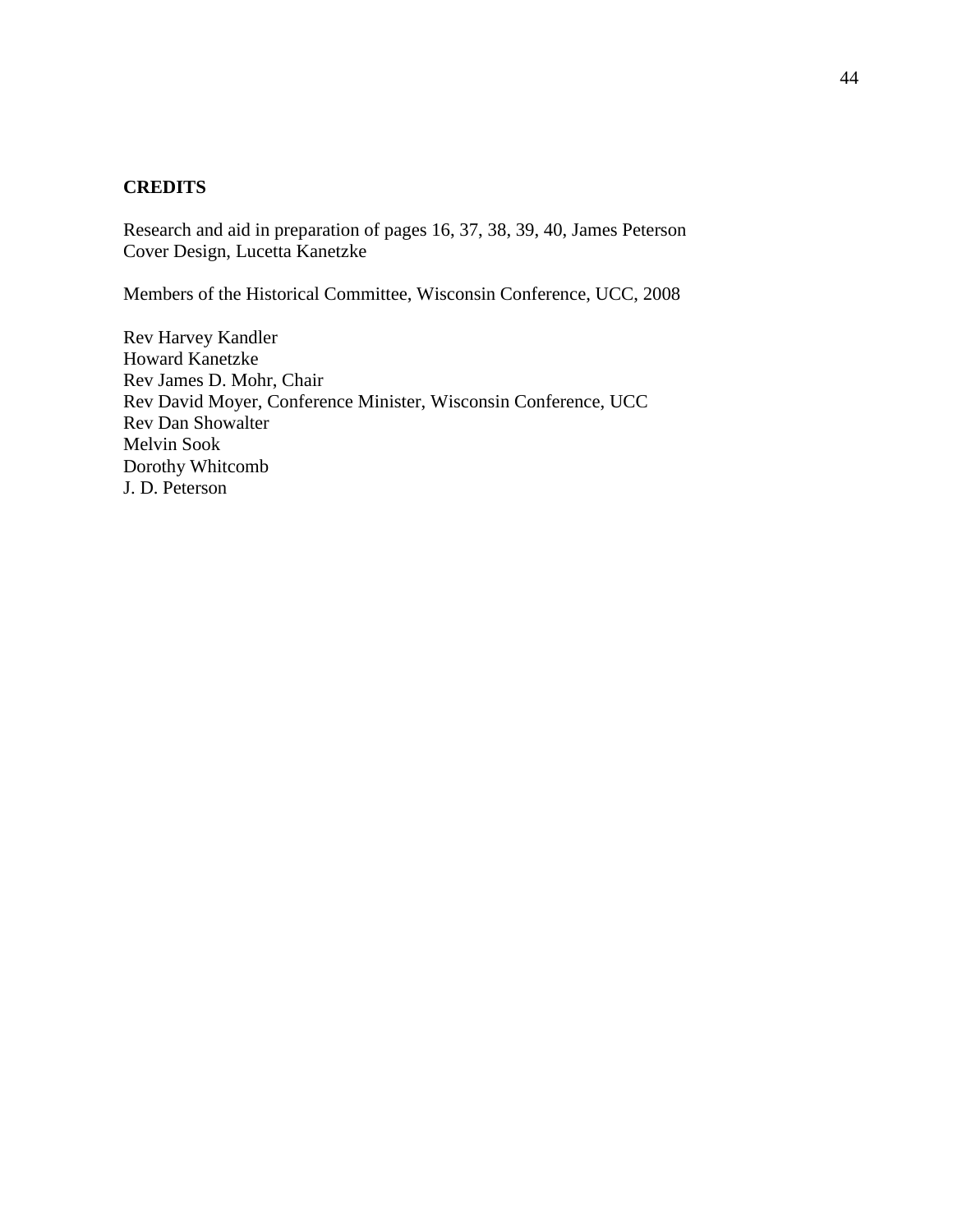**CREDITS**

Research and aid in preparation of pages 16, 37, 38, 39, 40, James Peterson
Cover Design, Lucetta Kanetzke

Members of the Historical Committee, Wisconsin Conference, UCC, 2008

Rev Harvey Kandler
Howard Kanetzke
Rev James D. Mohr, Chair
Rev David Moyer, Conference Minister, Wisconsin Conference, UCC
Rev Dan Showalter
Melvin Sook
Dorothy Whitcomb
J. D. Peterson